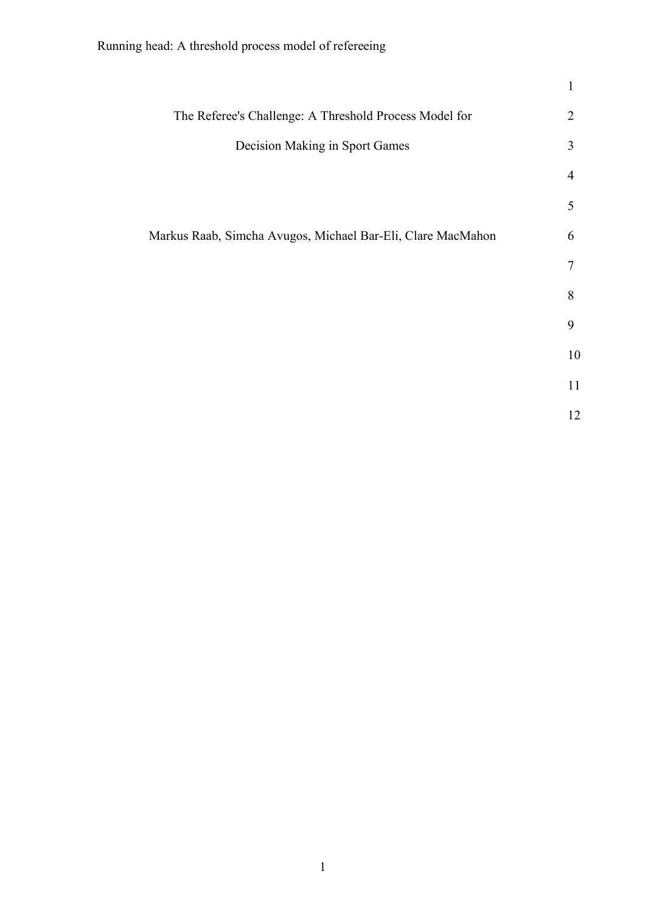# The Referee's Challenge: A Threshold Process Model for Decision Making in Sport Games

Markus Raab, Simcha Avugos, Michael Bar-Eli, Clare MacMahon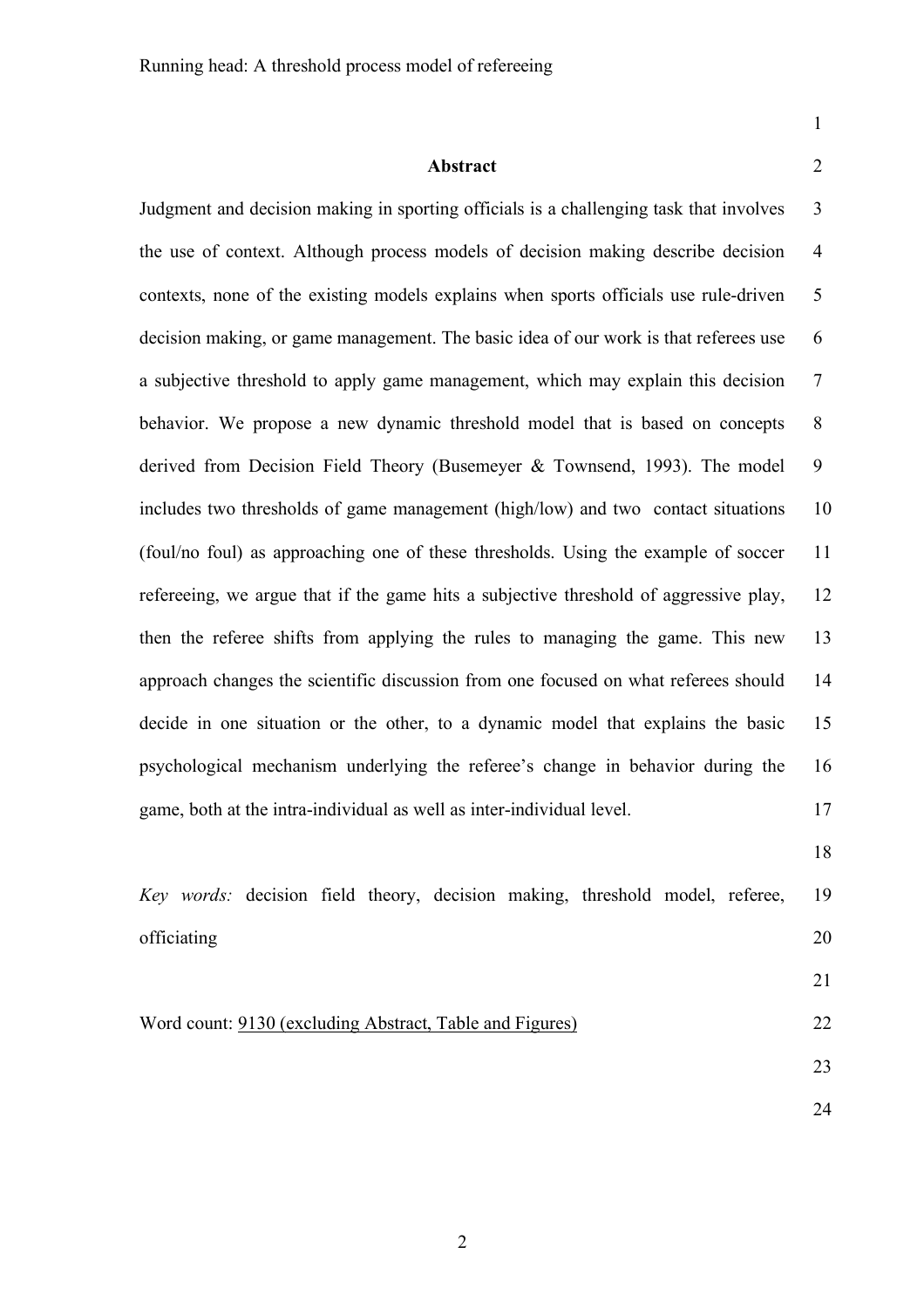## Abstract

Judgment and decision making in sporting officials is a challenging task that involves the use of context. Although process models of decision making describe decision contexts, none of the existing models explains when sports officials use rule-driven decision making, or game management. The basic idea of our work is that referees use a subjective threshold to apply game management, which may explain this decision behavior. We propose a new dynamic threshold model that is based on concepts derived from Decision Field Theory (Busemeyer & Townsend, 1993). The model includes two thresholds of game management (high/low) and two contact situations (foul/no foul) as approaching one of these thresholds. Using the example of soccer refereeing, we argue that if the game hits a subjective threshold of aggressive play, then the referee shifts from applying the rules to managing the game. This new approach changes the scientific discussion from one focused on what referees should decide in one situation or the other, to a dynamic model that explains the basic psychological mechanism underlying the referee's change in behavior during the game, both at the intra-individual as well as inter-individual level.

*Key words:* decision field theory, decision making, threshold model, referee, officiating

Word count: 9130 (excluding Abstract, Table and Figures)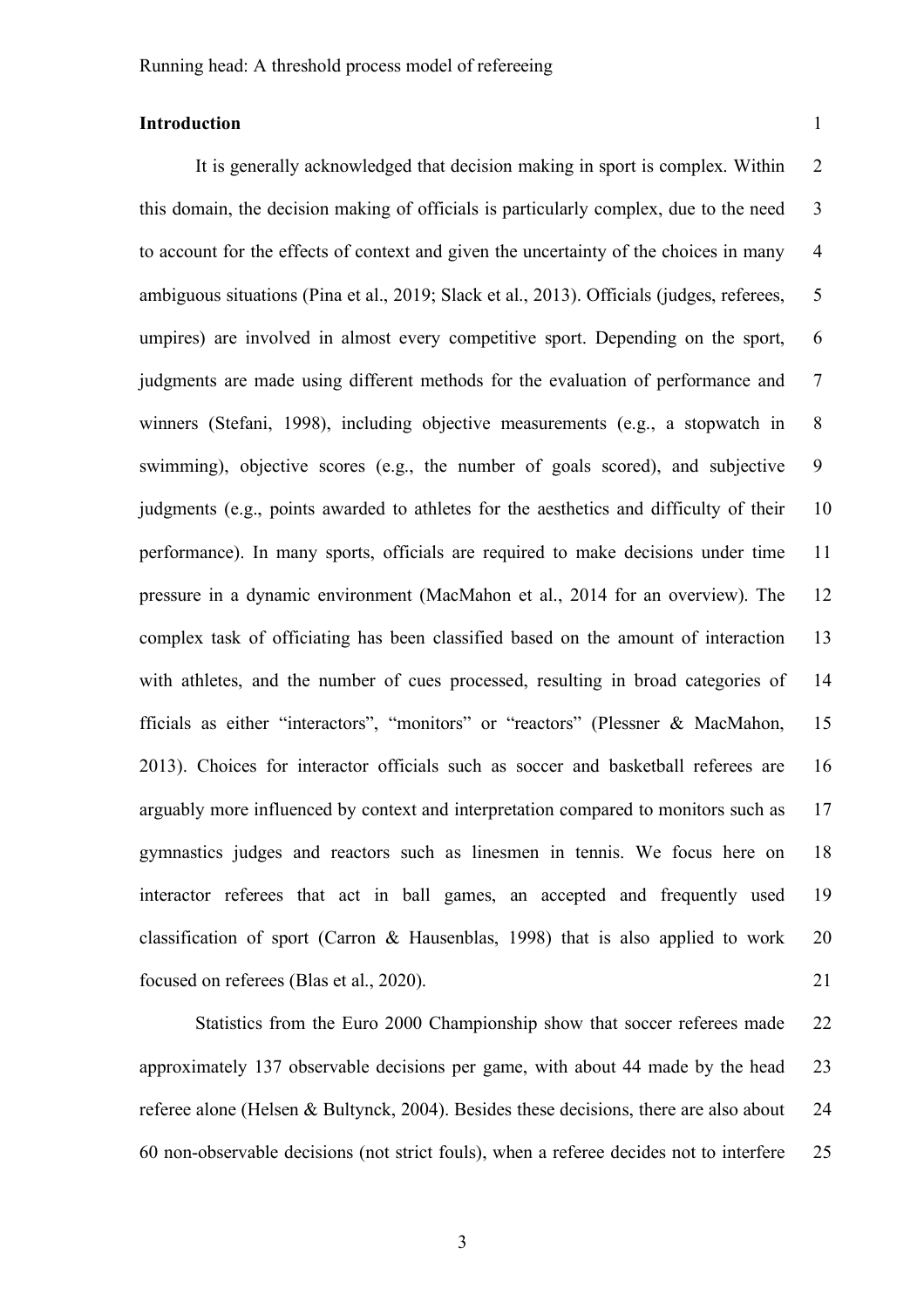## Introduction

It is generally acknowledged that decision making in sport is complex. Within this domain, the decision making of officials is particularly complex, due to the need to account for the effects of context and given the uncertainty of the choices in many ambiguous situations (Pina et al., 2019; Slack et al., 2013). Officials (judges, referees, umpires) are involved in almost every competitive sport. Depending on the sport, judgments are made using different methods for the evaluation of performance and winners (Stefani, 1998), including objective measurements (e.g., a stopwatch in swimming), objective scores (e.g., the number of goals scored), and subjective judgments (e.g., points awarded to athletes for the aesthetics and difficulty of their performance). In many sports, officials are required to make decisions under time pressure in a dynamic environment (MacMahon et al., 2014 for an overview). The complex task of officiating has been classified based on the amount of interaction with athletes, and the number of cues processed, resulting in broad categories of fficials as either "interactors", "monitors" or "reactors" (Plessner & MacMahon, 2013). Choices for interactor officials such as soccer and basketball referees are arguably more influenced by context and interpretation compared to monitors such as gymnastics judges and reactors such as linesmen in tennis. We focus here on interactor referees that act in ball games, an accepted and frequently used classification of sport (Carron & Hausenblas, 1998) that is also applied to work focused on referees (Blas et al., 2020).

Statistics from the Euro 2000 Championship show that soccer referees made approximately 137 observable decisions per game, with about 44 made by the head referee alone (Helsen & Bultynck, 2004). Besides these decisions, there are also about 60 non-observable decisions (not strict fouls), when a referee decides not to interfere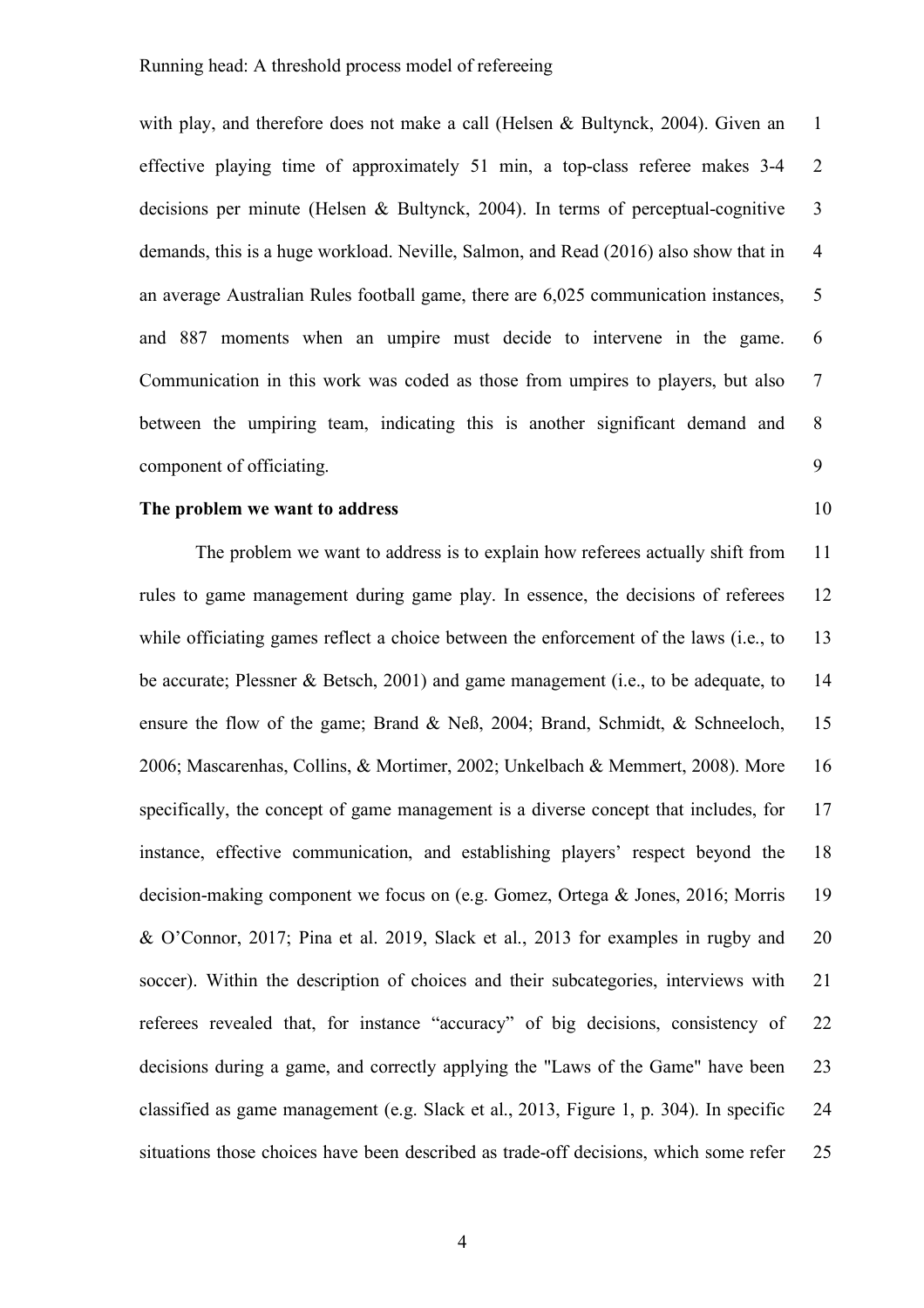with play, and therefore does not make a call (Helsen & Bultynck, 2004). Given an effective playing time of approximately 51 min, a top-class referee makes 3-4 decisions per minute (Helsen & Bultynck, 2004). In terms of perceptual-cognitive demands, this is a huge workload. Neville, Salmon, and Read (2016) also show that in an average Australian Rules football game, there are 6,025 communication instances, and 887 moments when an umpire must decide to intervene in the game. Communication in this work was coded as those from umpires to players, but also between the umpiring team, indicating this is another significant demand and component of officiating.

**The problem we want to address**

The problem we want to address is to explain how referees actually shift from rules to game management during game play. In essence, the decisions of referees while officiating games reflect a choice between the enforcement of the laws (i.e., to be accurate; Plessner & Betsch, 2001) and game management (i.e., to be adequate, to ensure the flow of the game; Brand & Neß, 2004; Brand, Schmidt, & Schneeloch, 2006; Mascarenhas, Collins, & Mortimer, 2002; Unkelbach & Memmert, 2008). More specifically, the concept of game management is a diverse concept that includes, for instance, effective communication, and establishing players' respect beyond the decision-making component we focus on (e.g. Gomez, Ortega & Jones, 2016; Morris & O'Connor, 2017; Pina et al. 2019, Slack et al., 2013 for examples in rugby and soccer). Within the description of choices and their subcategories, interviews with referees revealed that, for instance "accuracy" of big decisions, consistency of decisions during a game, and correctly applying the "Laws of the Game" have been classified as game management (e.g. Slack et al., 2013, Figure 1, p. 304). In specific situations those choices have been described as trade-off decisions, which some refer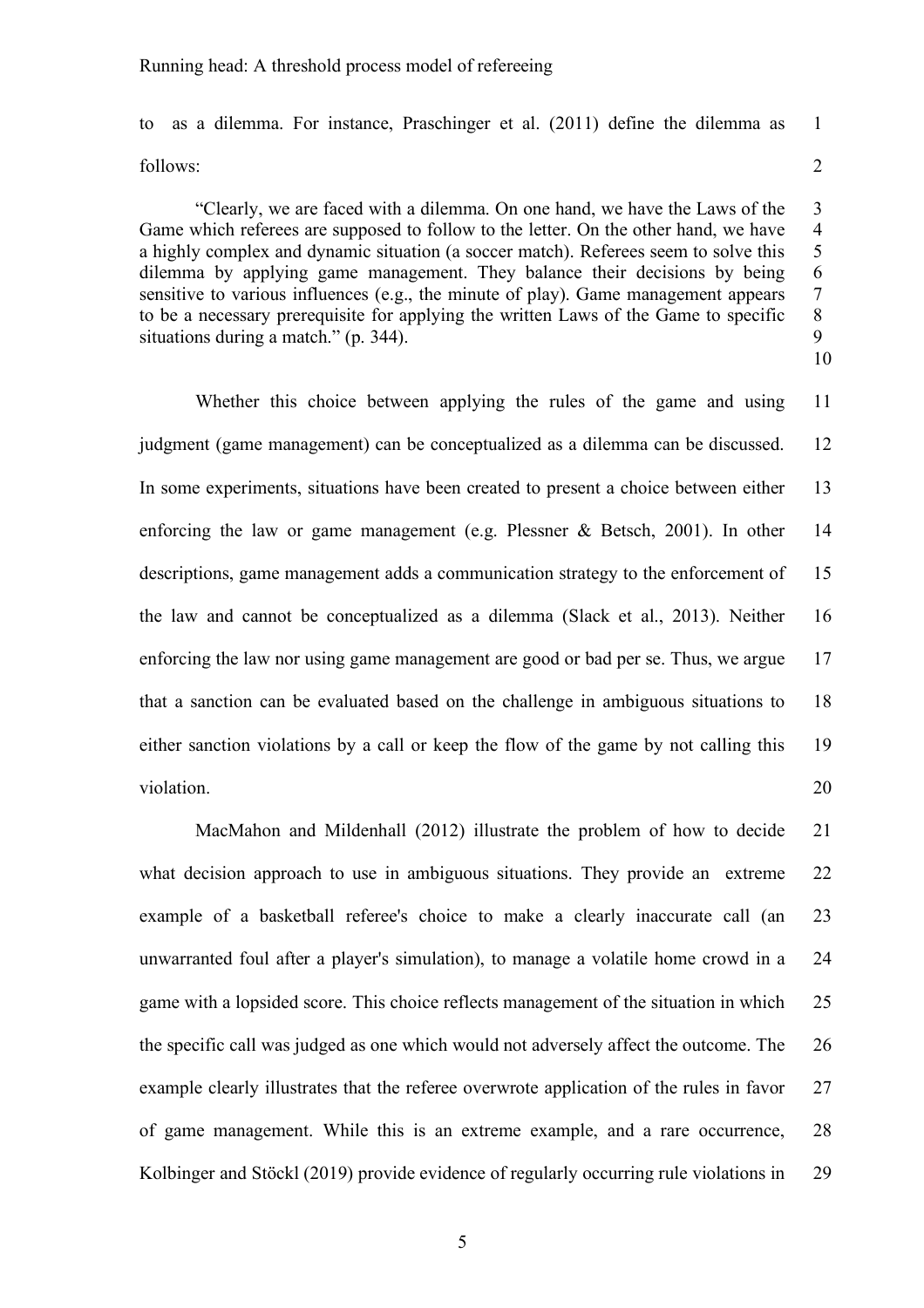to as a dilemma. For instance, Praschinger et al. (2011) define the dilemma as follows:

> "Clearly, we are faced with a dilemma. On one hand, we have the Laws of the Game which referees are supposed to follow to the letter. On the other hand, we have a highly complex and dynamic situation (a soccer match). Referees seem to solve this dilemma by applying game management. They balance their decisions by being sensitive to various influences (e.g., the minute of play). Game management appears to be a necessary prerequisite for applying the written Laws of the Game to specific situations during a match." (p. 344).

Whether this choice between applying the rules of the game and using judgment (game management) can be conceptualized as a dilemma can be discussed. In some experiments, situations have been created to present a choice between either enforcing the law or game management (e.g. Plessner & Betsch, 2001). In other descriptions, game management adds a communication strategy to the enforcement of the law and cannot be conceptualized as a dilemma (Slack et al., 2013). Neither enforcing the law nor using game management are good or bad per se. Thus, we argue that a sanction can be evaluated based on the challenge in ambiguous situations to either sanction violations by a call or keep the flow of the game by not calling this violation.

MacMahon and Mildenhall (2012) illustrate the problem of how to decide what decision approach to use in ambiguous situations. They provide an extreme example of a basketball referee's choice to make a clearly inaccurate call (an unwarranted foul after a player's simulation), to manage a volatile home crowd in a game with a lopsided score. This choice reflects management of the situation in which the specific call was judged as one which would not adversely affect the outcome. The example clearly illustrates that the referee overwrote application of the rules in favor of game management. While this is an extreme example, and a rare occurrence, Kolbinger and Stöckl (2019) provide evidence of regularly occurring rule violations in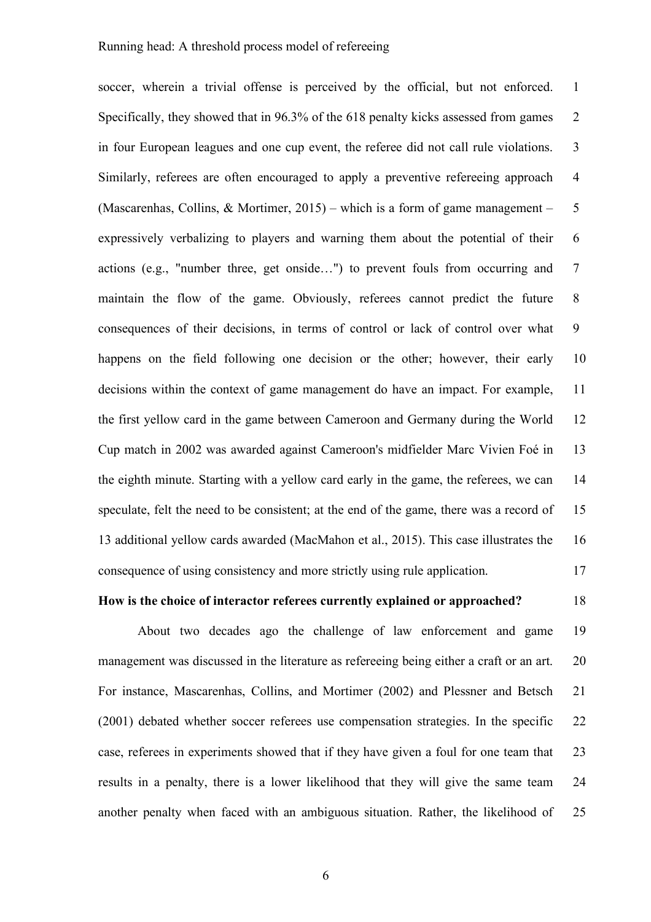soccer, wherein a trivial offense is perceived by the official, but not enforced. Specifically, they showed that in 96.3% of the 618 penalty kicks assessed from games in four European leagues and one cup event, the referee did not call rule violations. Similarly, referees are often encouraged to apply a preventive refereeing approach (Mascarenhas, Collins, & Mortimer, 2015) – which is a form of game management – expressively verbalizing to players and warning them about the potential of their actions (e.g., "number three, get onside…") to prevent fouls from occurring and maintain the flow of the game. Obviously, referees cannot predict the future consequences of their decisions, in terms of control or lack of control over what happens on the field following one decision or the other; however, their early decisions within the context of game management do have an impact. For example, the first yellow card in the game between Cameroon and Germany during the World Cup match in 2002 was awarded against Cameroon's midfielder Marc Vivien Foé in the eighth minute. Starting with a yellow card early in the game, the referees, we can speculate, felt the need to be consistent; at the end of the game, there was a record of 13 additional yellow cards awarded (MacMahon et al., 2015). This case illustrates the consequence of using consistency and more strictly using rule application.

**How is the choice of interactor referees currently explained or approached?**

About two decades ago the challenge of law enforcement and game management was discussed in the literature as refereeing being either a craft or an art. For instance, Mascarenhas, Collins, and Mortimer (2002) and Plessner and Betsch (2001) debated whether soccer referees use compensation strategies. In the specific case, referees in experiments showed that if they have given a foul for one team that results in a penalty, there is a lower likelihood that they will give the same team another penalty when faced with an ambiguous situation. Rather, the likelihood of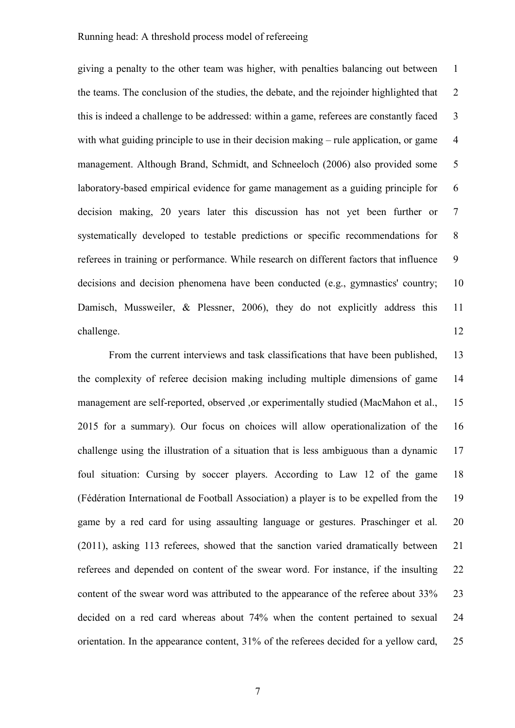giving a penalty to the other team was higher, with penalties balancing out between the teams. The conclusion of the studies, the debate, and the rejoinder highlighted that this is indeed a challenge to be addressed: within a game, referees are constantly faced with what guiding principle to use in their decision making – rule application, or game management. Although Brand, Schmidt, and Schneeloch (2006) also provided some laboratory-based empirical evidence for game management as a guiding principle for decision making, 20 years later this discussion has not yet been further or systematically developed to testable predictions or specific recommendations for referees in training or performance. While research on different factors that influence decisions and decision phenomena have been conducted (e.g., gymnastics' country; Damisch, Mussweiler, & Plessner, 2006), they do not explicitly address this challenge.

From the current interviews and task classifications that have been published, the complexity of referee decision making including multiple dimensions of game management are self-reported, observed ,or experimentally studied (MacMahon et al., 2015 for a summary). Our focus on choices will allow operationalization of the challenge using the illustration of a situation that is less ambiguous than a dynamic foul situation: Cursing by soccer players. According to Law 12 of the game (Fédération International de Football Association) a player is to be expelled from the game by a red card for using assaulting language or gestures. Praschinger et al. (2011), asking 113 referees, showed that the sanction varied dramatically between referees and depended on content of the swear word. For instance, if the insulting content of the swear word was attributed to the appearance of the referee about 33% decided on a red card whereas about 74% when the content pertained to sexual orientation. In the appearance content, 31% of the referees decided for a yellow card,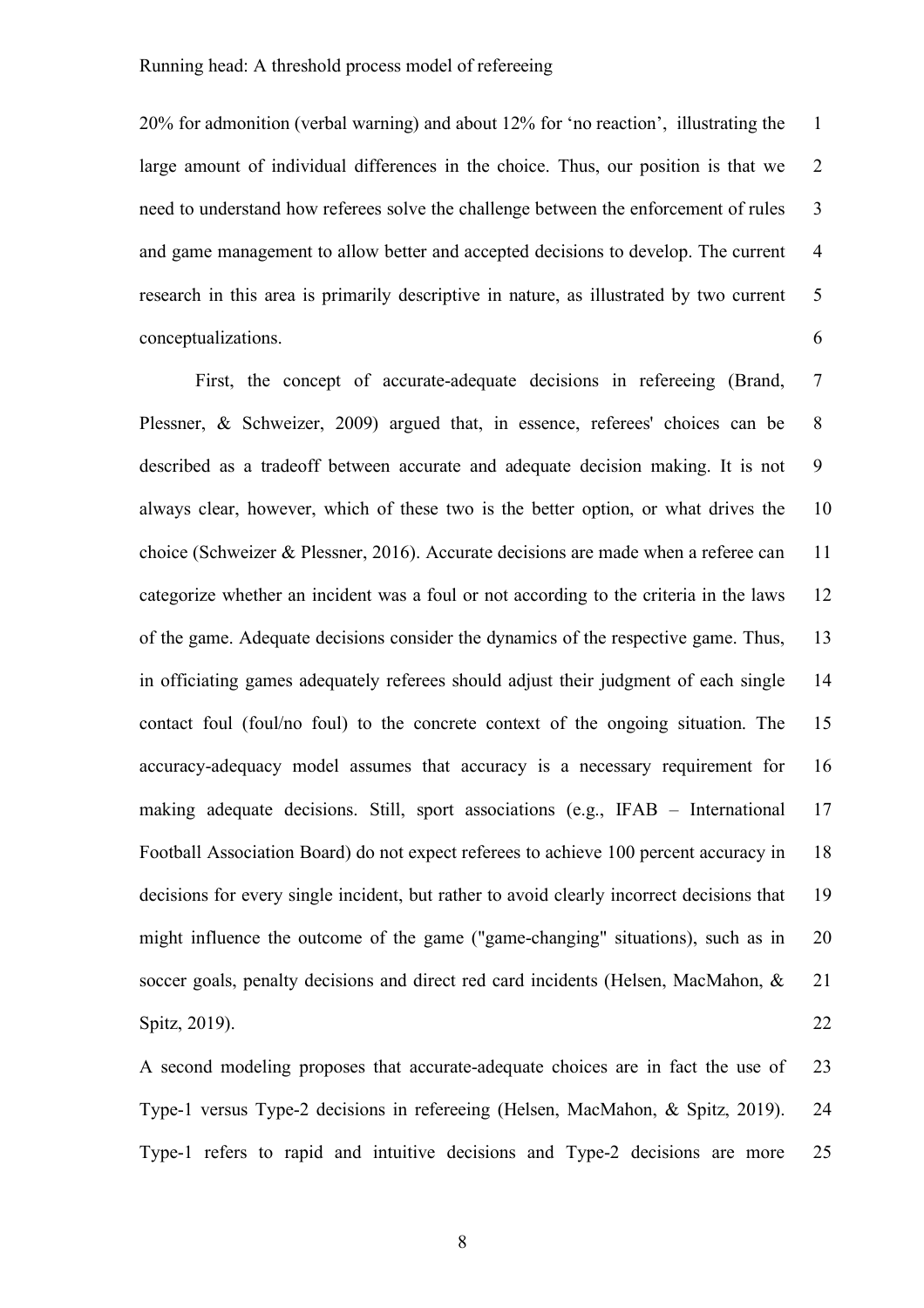20% for admonition (verbal warning) and about 12% for 'no reaction', illustrating the large amount of individual differences in the choice. Thus, our position is that we need to understand how referees solve the challenge between the enforcement of rules and game management to allow better and accepted decisions to develop. The current research in this area is primarily descriptive in nature, as illustrated by two current conceptualizations.

First, the concept of accurate-adequate decisions in refereeing (Brand, Plessner, & Schweizer, 2009) argued that, in essence, referees' choices can be described as a tradeoff between accurate and adequate decision making. It is not always clear, however, which of these two is the better option, or what drives the choice (Schweizer & Plessner, 2016). Accurate decisions are made when a referee can categorize whether an incident was a foul or not according to the criteria in the laws of the game. Adequate decisions consider the dynamics of the respective game. Thus, in officiating games adequately referees should adjust their judgment of each single contact foul (foul/no foul) to the concrete context of the ongoing situation. The accuracy-adequacy model assumes that accuracy is a necessary requirement for making adequate decisions. Still, sport associations (e.g., IFAB – International Football Association Board) do not expect referees to achieve 100 percent accuracy in decisions for every single incident, but rather to avoid clearly incorrect decisions that might influence the outcome of the game ("game-changing" situations), such as in soccer goals, penalty decisions and direct red card incidents (Helsen, MacMahon, & Spitz, 2019).

A second modeling proposes that accurate-adequate choices are in fact the use of Type-1 versus Type-2 decisions in refereeing (Helsen, MacMahon, & Spitz, 2019). Type-1 refers to rapid and intuitive decisions and Type-2 decisions are more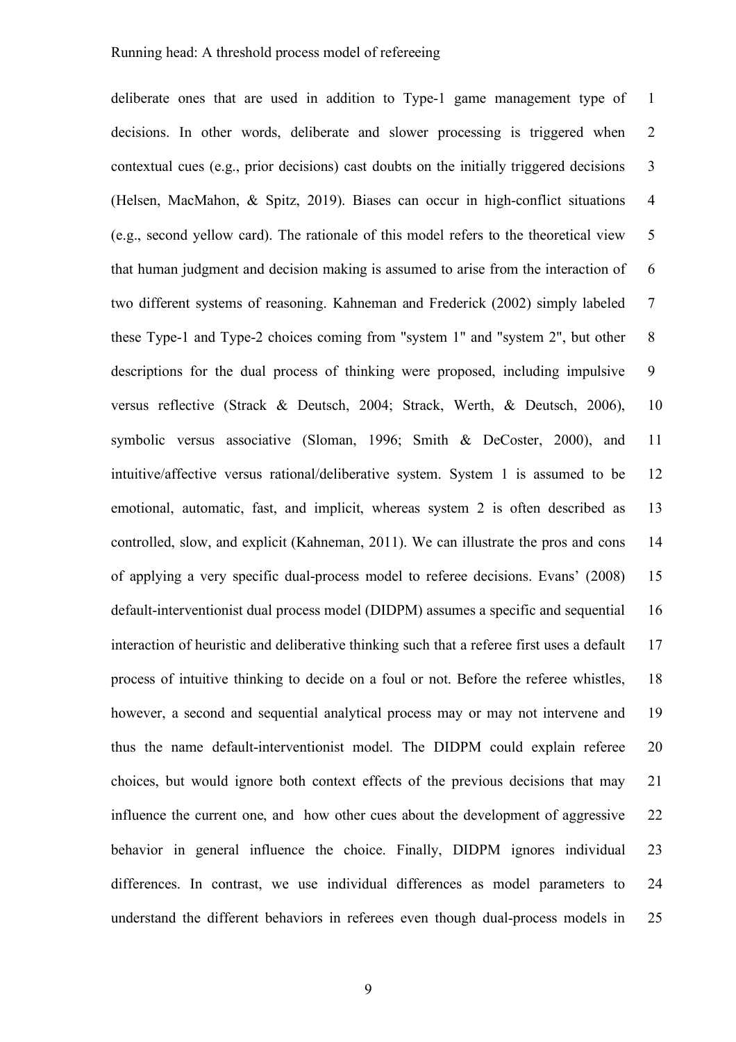deliberate ones that are used in addition to Type-1 game management type of decisions. In other words, deliberate and slower processing is triggered when contextual cues (e.g., prior decisions) cast doubts on the initially triggered decisions (Helsen, MacMahon, & Spitz, 2019). Biases can occur in high-conflict situations (e.g., second yellow card). The rationale of this model refers to the theoretical view that human judgment and decision making is assumed to arise from the interaction of two different systems of reasoning. Kahneman and Frederick (2002) simply labeled these Type-1 and Type-2 choices coming from "system 1" and "system 2", but other descriptions for the dual process of thinking were proposed, including impulsive versus reflective (Strack & Deutsch, 2004; Strack, Werth, & Deutsch, 2006), symbolic versus associative (Sloman, 1996; Smith & DeCoster, 2000), and intuitive/affective versus rational/deliberative system. System 1 is assumed to be emotional, automatic, fast, and implicit, whereas system 2 is often described as controlled, slow, and explicit (Kahneman, 2011). We can illustrate the pros and cons of applying a very specific dual-process model to referee decisions. Evans' (2008) default-interventionist dual process model (DIDPM) assumes a specific and sequential interaction of heuristic and deliberative thinking such that a referee first uses a default process of intuitive thinking to decide on a foul or not. Before the referee whistles, however, a second and sequential analytical process may or may not intervene and thus the name default-interventionist model. The DIDPM could explain referee choices, but would ignore both context effects of the previous decisions that may influence the current one, and how other cues about the development of aggressive behavior in general influence the choice. Finally, DIDPM ignores individual differences. In contrast, we use individual differences as model parameters to understand the different behaviors in referees even though dual-process models in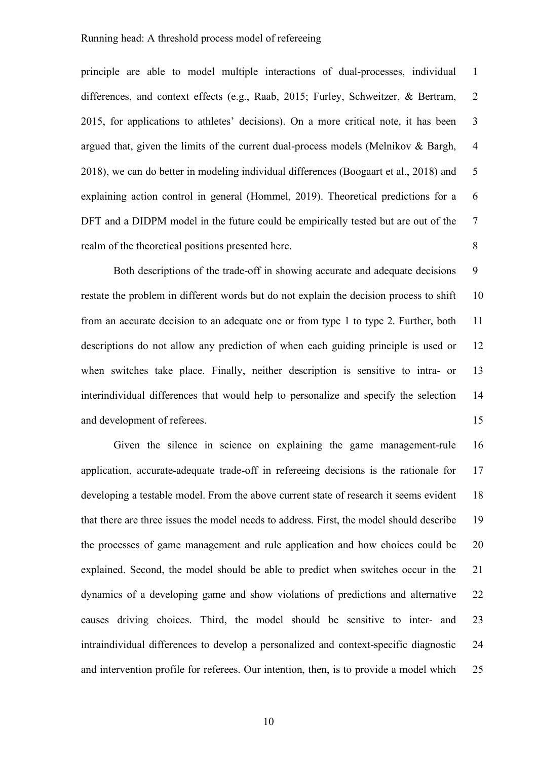principle are able to model multiple interactions of dual-processes, individual differences, and context effects (e.g., Raab, 2015; Furley, Schweitzer, & Bertram, 2015, for applications to athletes' decisions). On a more critical note, it has been argued that, given the limits of the current dual-process models (Melnikov & Bargh, 2018), we can do better in modeling individual differences (Boogaart et al., 2018) and explaining action control in general (Hommel, 2019). Theoretical predictions for a DFT and a DIDPM model in the future could be empirically tested but are out of the realm of the theoretical positions presented here.

Both descriptions of the trade-off in showing accurate and adequate decisions restate the problem in different words but do not explain the decision process to shift from an accurate decision to an adequate one or from type 1 to type 2. Further, both descriptions do not allow any prediction of when each guiding principle is used or when switches take place. Finally, neither description is sensitive to intra- or interindividual differences that would help to personalize and specify the selection and development of referees.

Given the silence in science on explaining the game management-rule application, accurate-adequate trade-off in refereeing decisions is the rationale for developing a testable model. From the above current state of research it seems evident that there are three issues the model needs to address. First, the model should describe the processes of game management and rule application and how choices could be explained. Second, the model should be able to predict when switches occur in the dynamics of a developing game and show violations of predictions and alternative causes driving choices. Third, the model should be sensitive to inter- and intraindividual differences to develop a personalized and context-specific diagnostic and intervention profile for referees. Our intention, then, is to provide a model which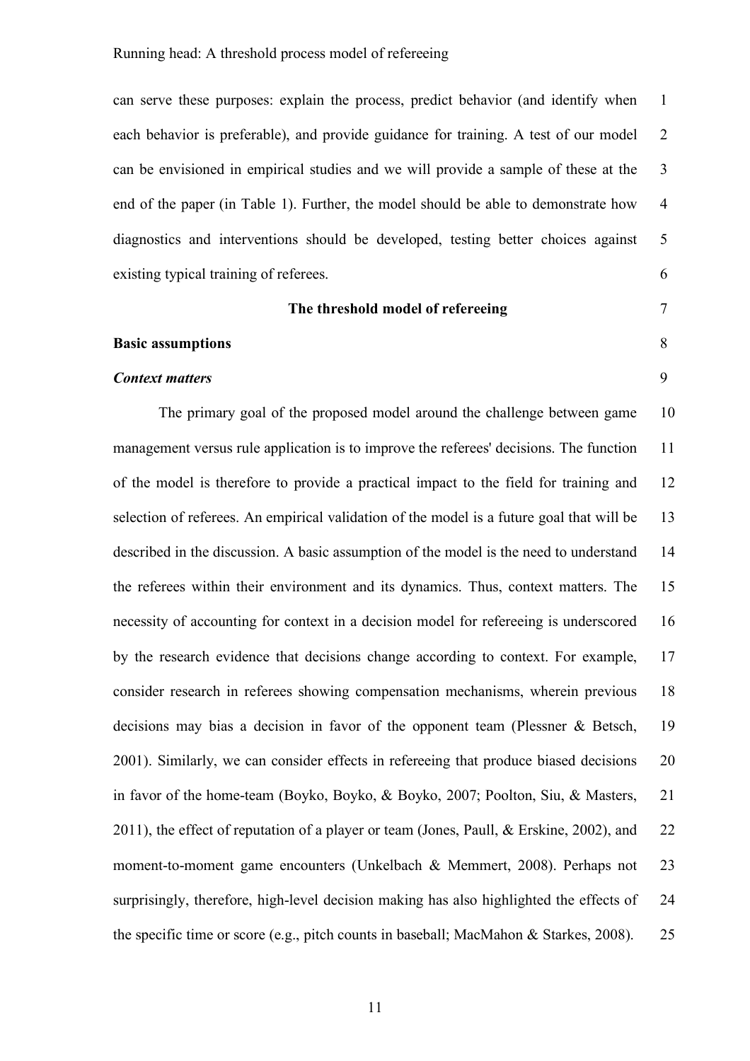can serve these purposes: explain the process, predict behavior (and identify when each behavior is preferable), and provide guidance for training. A test of our model can be envisioned in empirical studies and we will provide a sample of these at the end of the paper (in Table 1). Further, the model should be able to demonstrate how diagnostics and interventions should be developed, testing better choices against existing typical training of referees.

# The threshold model of refereeing

## Basic assumptions

### *Context matters*

The primary goal of the proposed model around the challenge between game management versus rule application is to improve the referees' decisions. The function of the model is therefore to provide a practical impact to the field for training and selection of referees. An empirical validation of the model is a future goal that will be described in the discussion. A basic assumption of the model is the need to understand the referees within their environment and its dynamics. Thus, context matters. The necessity of accounting for context in a decision model for refereeing is underscored by the research evidence that decisions change according to context. For example, consider research in referees showing compensation mechanisms, wherein previous decisions may bias a decision in favor of the opponent team (Plessner & Betsch, 2001). Similarly, we can consider effects in refereeing that produce biased decisions in favor of the home-team (Boyko, Boyko, & Boyko, 2007; Poolton, Siu, & Masters, 2011), the effect of reputation of a player or team (Jones, Paull, & Erskine, 2002), and moment-to-moment game encounters (Unkelbach & Memmert, 2008). Perhaps not surprisingly, therefore, high-level decision making has also highlighted the effects of the specific time or score (e.g., pitch counts in baseball; MacMahon & Starkes, 2008).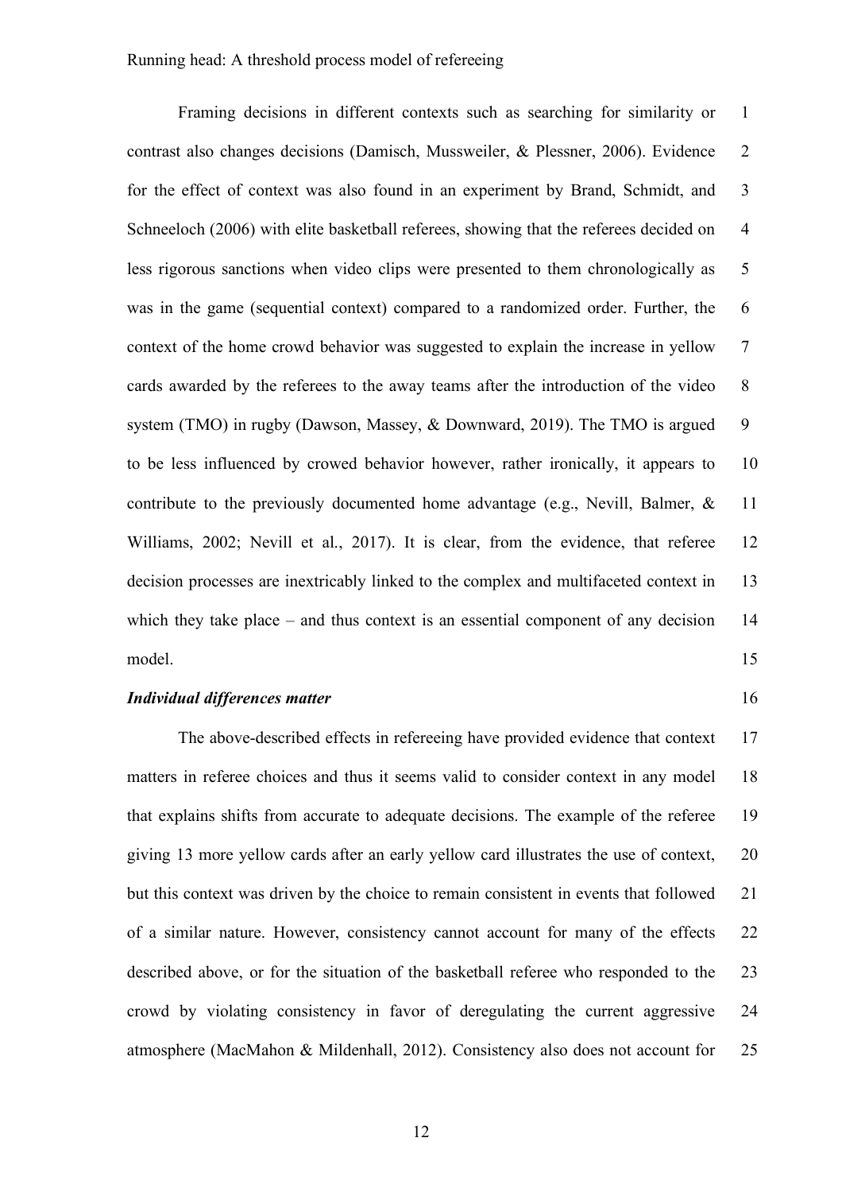Framing decisions in different contexts such as searching for similarity or contrast also changes decisions (Damisch, Mussweiler, & Plessner, 2006). Evidence for the effect of context was also found in an experiment by Brand, Schmidt, and Schneeloch (2006) with elite basketball referees, showing that the referees decided on less rigorous sanctions when video clips were presented to them chronologically as was in the game (sequential context) compared to a randomized order. Further, the context of the home crowd behavior was suggested to explain the increase in yellow cards awarded by the referees to the away teams after the introduction of the video system (TMO) in rugby (Dawson, Massey, & Downward, 2019). The TMO is argued to be less influenced by crowed behavior however, rather ironically, it appears to contribute to the previously documented home advantage (e.g., Nevill, Balmer, & Williams, 2002; Nevill et al., 2017). It is clear, from the evidence, that referee decision processes are inextricably linked to the complex and multifaceted context in which they take place – and thus context is an essential component of any decision model.

***Individual differences matter***

The above-described effects in refereeing have provided evidence that context matters in referee choices and thus it seems valid to consider context in any model that explains shifts from accurate to adequate decisions. The example of the referee giving 13 more yellow cards after an early yellow card illustrates the use of context, but this context was driven by the choice to remain consistent in events that followed of a similar nature. However, consistency cannot account for many of the effects described above, or for the situation of the basketball referee who responded to the crowd by violating consistency in favor of deregulating the current aggressive atmosphere (MacMahon & Mildenhall, 2012). Consistency also does not account for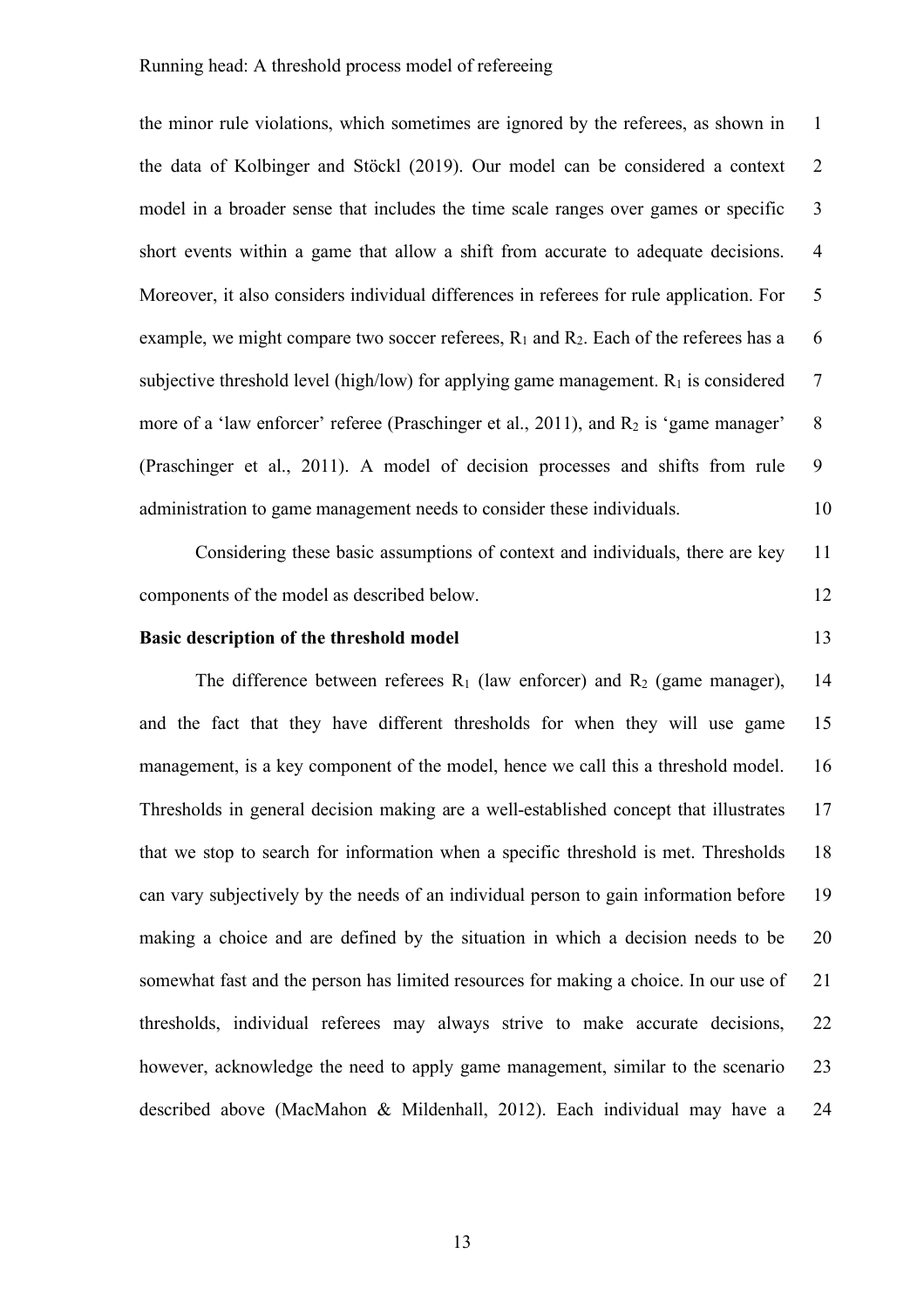the minor rule violations, which sometimes are ignored by the referees, as shown in the data of Kolbinger and Stöckl (2019). Our model can be considered a context model in a broader sense that includes the time scale ranges over games or specific short events within a game that allow a shift from accurate to adequate decisions. Moreover, it also considers individual differences in referees for rule application. For example, we might compare two soccer referees, $R_1$ and $R_2$. Each of the referees has a subjective threshold level (high/low) for applying game management. $R_1$ is considered more of a 'law enforcer' referee (Praschinger et al., 2011), and $R_2$ is 'game manager' (Praschinger et al., 2011). A model of decision processes and shifts from rule administration to game management needs to consider these individuals.

Considering these basic assumptions of context and individuals, there are key components of the model as described below.

**Basic description of the threshold model**

The difference between referees $R_1$ (law enforcer) and $R_2$ (game manager), and the fact that they have different thresholds for when they will use game management, is a key component of the model, hence we call this a threshold model. Thresholds in general decision making are a well-established concept that illustrates that we stop to search for information when a specific threshold is met. Thresholds can vary subjectively by the needs of an individual person to gain information before making a choice and are defined by the situation in which a decision needs to be somewhat fast and the person has limited resources for making a choice. In our use of thresholds, individual referees may always strive to make accurate decisions, however, acknowledge the need to apply game management, similar to the scenario described above (MacMahon & Mildenhall, 2012). Each individual may have a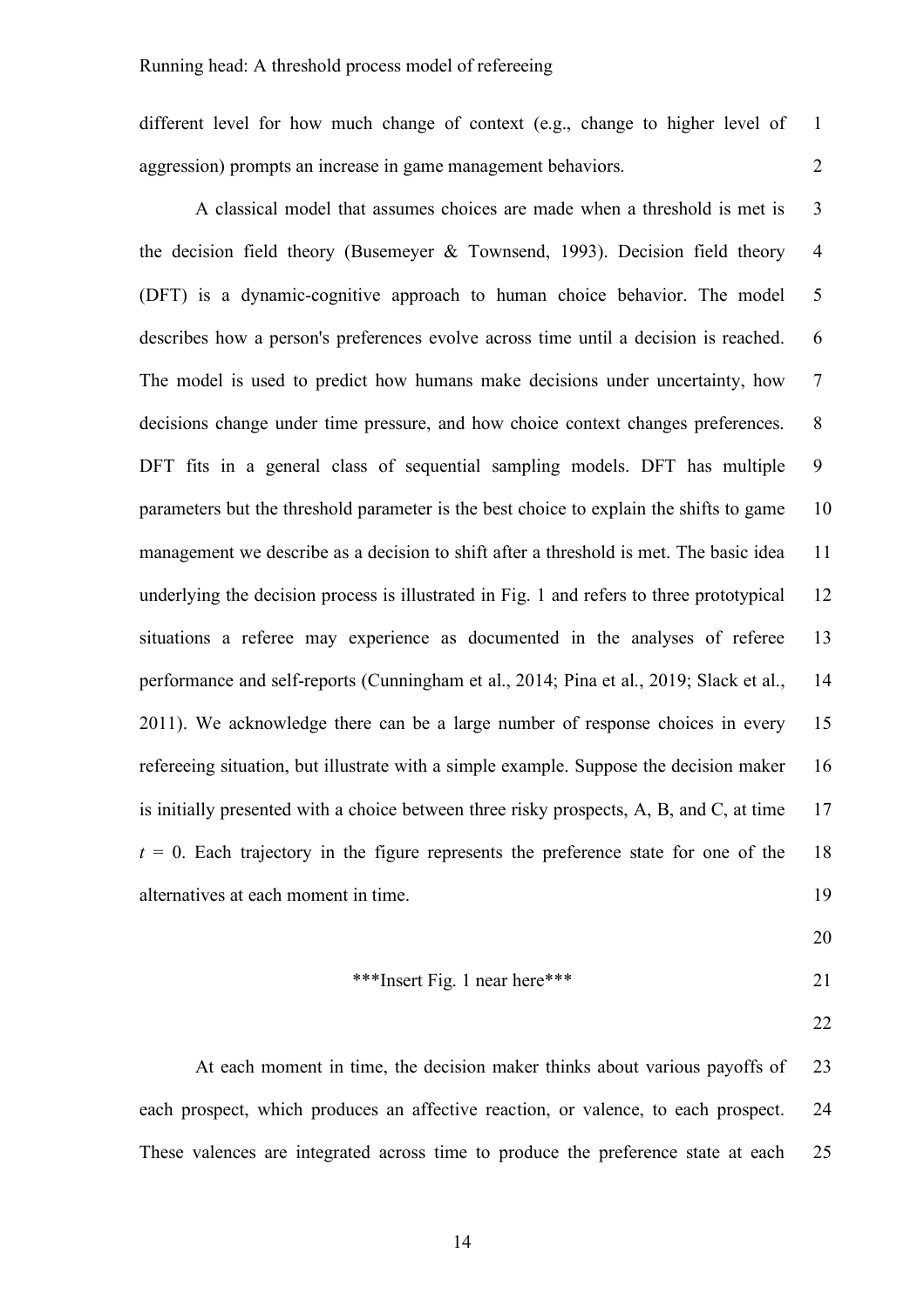different level for how much change of context (e.g., change to higher level of aggression) prompts an increase in game management behaviors.

A classical model that assumes choices are made when a threshold is met is the decision field theory (Busemeyer & Townsend, 1993). Decision field theory (DFT) is a dynamic-cognitive approach to human choice behavior. The model describes how a person's preferences evolve across time until a decision is reached. The model is used to predict how humans make decisions under uncertainty, how decisions change under time pressure, and how choice context changes preferences. DFT fits in a general class of sequential sampling models. DFT has multiple parameters but the threshold parameter is the best choice to explain the shifts to game management we describe as a decision to shift after a threshold is met. The basic idea underlying the decision process is illustrated in Fig. 1 and refers to three prototypical situations a referee may experience as documented in the analyses of referee performance and self-reports (Cunningham et al., 2014; Pina et al., 2019; Slack et al., 2011). We acknowledge there can be a large number of response choices in every refereeing situation, but illustrate with a simple example. Suppose the decision maker is initially presented with a choice between three risky prospects, A, B, and C, at time $t$ = 0. Each trajectory in the figure represents the preference state for one of the alternatives at each moment in time.

***Insert Fig. 1 near here***

At each moment in time, the decision maker thinks about various payoffs of each prospect, which produces an affective reaction, or valence, to each prospect. These valences are integrated across time to produce the preference state at each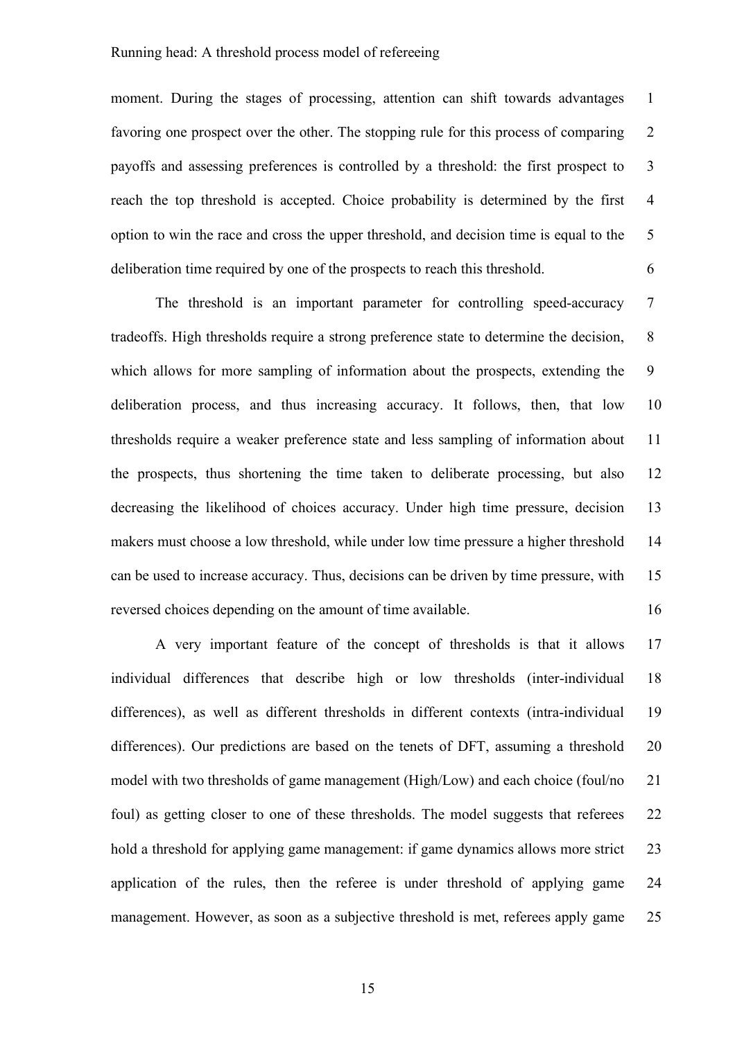moment. During the stages of processing, attention can shift towards advantages favoring one prospect over the other. The stopping rule for this process of comparing payoffs and assessing preferences is controlled by a threshold: the first prospect to reach the top threshold is accepted. Choice probability is determined by the first option to win the race and cross the upper threshold, and decision time is equal to the deliberation time required by one of the prospects to reach this threshold.

The threshold is an important parameter for controlling speed-accuracy tradeoffs. High thresholds require a strong preference state to determine the decision, which allows for more sampling of information about the prospects, extending the deliberation process, and thus increasing accuracy. It follows, then, that low thresholds require a weaker preference state and less sampling of information about the prospects, thus shortening the time taken to deliberate processing, but also decreasing the likelihood of choices accuracy. Under high time pressure, decision makers must choose a low threshold, while under low time pressure a higher threshold can be used to increase accuracy. Thus, decisions can be driven by time pressure, with reversed choices depending on the amount of time available.

A very important feature of the concept of thresholds is that it allows individual differences that describe high or low thresholds (inter-individual differences), as well as different thresholds in different contexts (intra-individual differences). Our predictions are based on the tenets of DFT, assuming a threshold model with two thresholds of game management (High/Low) and each choice (foul/no foul) as getting closer to one of these thresholds. The model suggests that referees hold a threshold for applying game management: if game dynamics allows more strict application of the rules, then the referee is under threshold of applying game management. However, as soon as a subjective threshold is met, referees apply game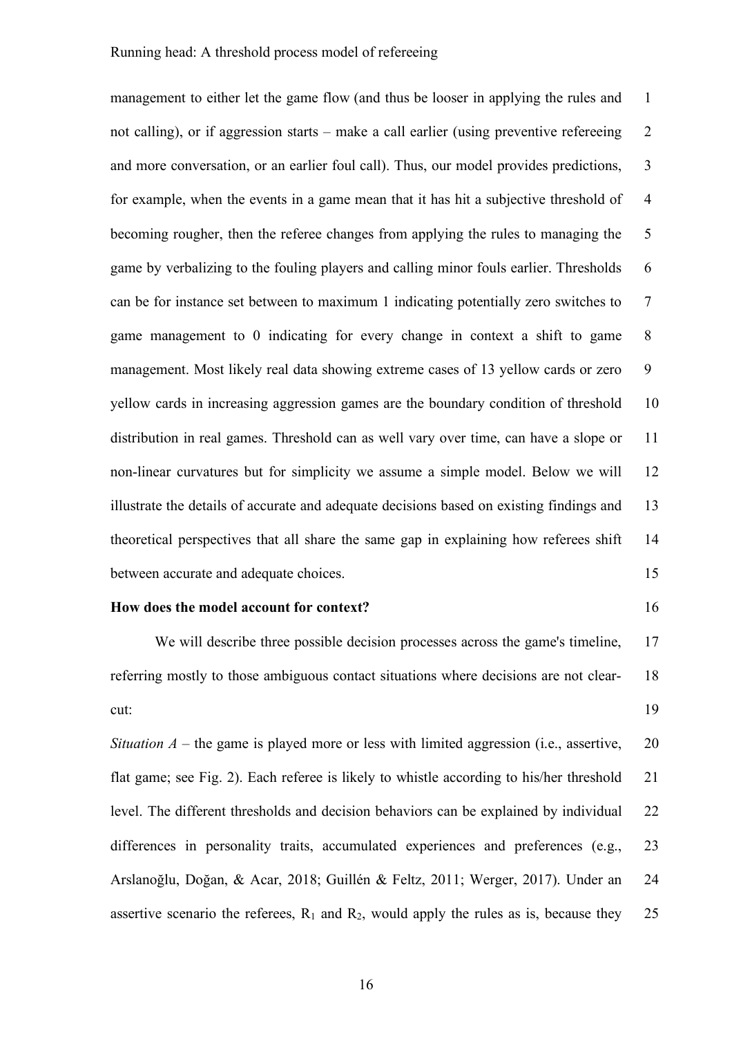management to either let the game flow (and thus be looser in applying the rules and not calling), or if aggression starts – make a call earlier (using preventive refereeing and more conversation, or an earlier foul call). Thus, our model provides predictions, for example, when the events in a game mean that it has hit a subjective threshold of becoming rougher, then the referee changes from applying the rules to managing the game by verbalizing to the fouling players and calling minor fouls earlier. Thresholds can be for instance set between to maximum 1 indicating potentially zero switches to game management to 0 indicating for every change in context a shift to game management. Most likely real data showing extreme cases of 13 yellow cards or zero yellow cards in increasing aggression games are the boundary condition of threshold distribution in real games. Threshold can as well vary over time, can have a slope or non-linear curvatures but for simplicity we assume a simple model. Below we will illustrate the details of accurate and adequate decisions based on existing findings and theoretical perspectives that all share the same gap in explaining how referees shift between accurate and adequate choices.

**How does the model account for context?**

We will describe three possible decision processes across the game's timeline, referring mostly to those ambiguous contact situations where decisions are not clear-cut:

*Situation A* – the game is played more or less with limited aggression (i.e., assertive, flat game; see Fig. 2). Each referee is likely to whistle according to his/her threshold level. The different thresholds and decision behaviors can be explained by individual differences in personality traits, accumulated experiences and preferences (e.g., Arslanoğlu, Doğan, & Acar, 2018; Guillén & Feltz, 2011; Werger, 2017). Under an assertive scenario the referees, $R_1$ and $R_2$, would apply the rules as is, because they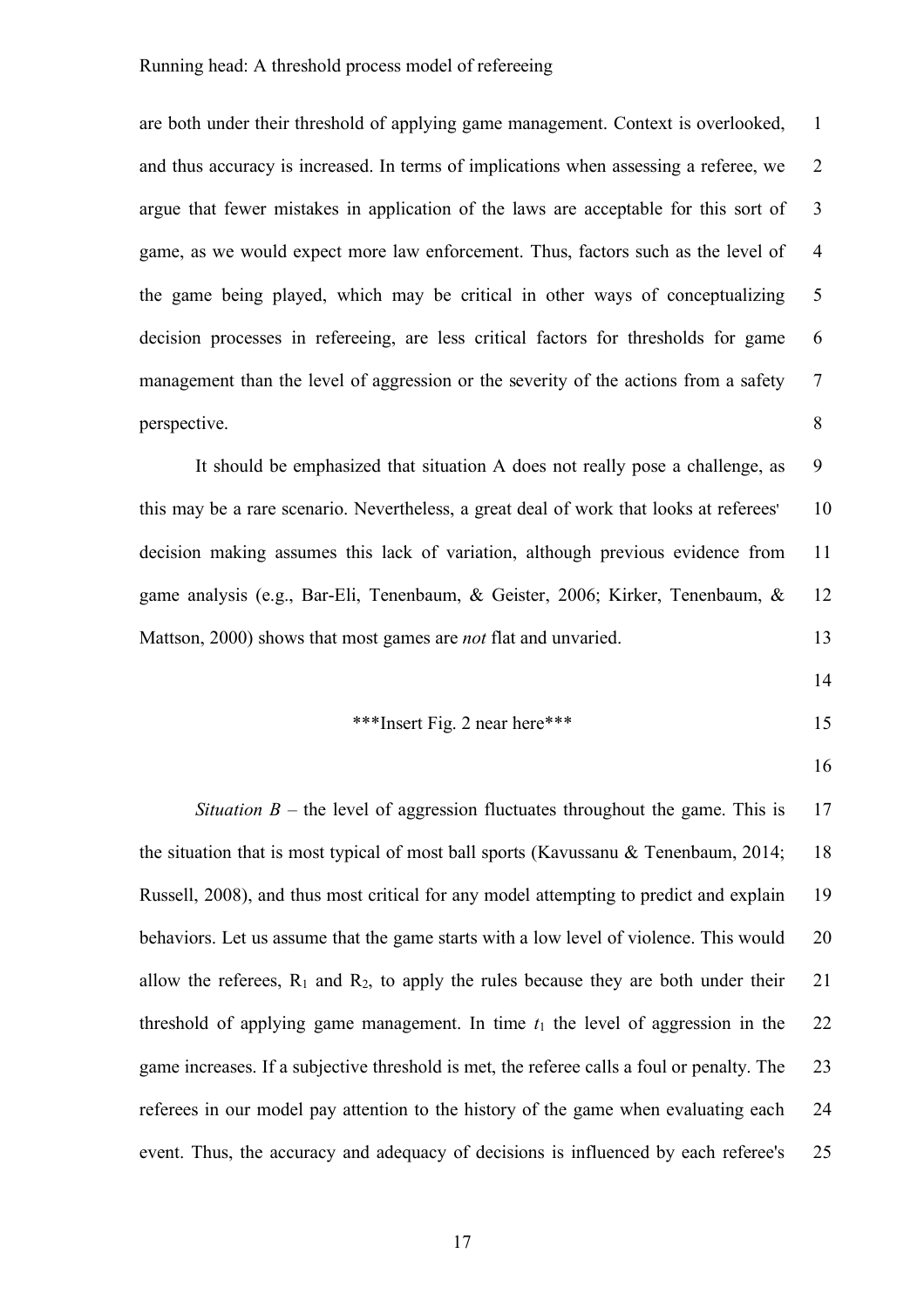are both under their threshold of applying game management. Context is overlooked, and thus accuracy is increased. In terms of implications when assessing a referee, we argue that fewer mistakes in application of the laws are acceptable for this sort of game, as we would expect more law enforcement. Thus, factors such as the level of the game being played, which may be critical in other ways of conceptualizing decision processes in refereeing, are less critical factors for thresholds for game management than the level of aggression or the severity of the actions from a safety perspective.

It should be emphasized that situation A does not really pose a challenge, as this may be a rare scenario. Nevertheless, a great deal of work that looks at referees' decision making assumes this lack of variation, although previous evidence from game analysis (e.g., Bar-Eli, Tenenbaum, & Geister, 2006; Kirker, Tenenbaum, & Mattson, 2000) shows that most games are *not* flat and unvaried.

***Insert Fig. 2 near here***

*Situation B* – the level of aggression fluctuates throughout the game. This is the situation that is most typical of most ball sports (Kavussanu & Tenenbaum, 2014; Russell, 2008), and thus most critical for any model attempting to predict and explain behaviors. Let us assume that the game starts with a low level of violence. This would allow the referees, $R_1$ and $R_2$, to apply the rules because they are both under their threshold of applying game management. In time $t_1$ the level of aggression in the game increases. If a subjective threshold is met, the referee calls a foul or penalty. The referees in our model pay attention to the history of the game when evaluating each event. Thus, the accuracy and adequacy of decisions is influenced by each referee's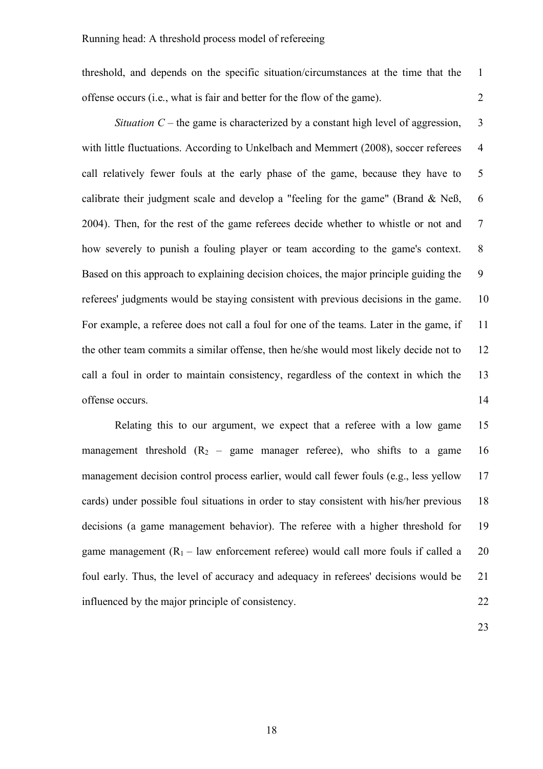threshold, and depends on the specific situation/circumstances at the time that the offense occurs (i.e., what is fair and better for the flow of the game).

*Situation C* – the game is characterized by a constant high level of aggression, with little fluctuations. According to Unkelbach and Memmert (2008), soccer referees call relatively fewer fouls at the early phase of the game, because they have to calibrate their judgment scale and develop a "feeling for the game" (Brand & Neß, 2004). Then, for the rest of the game referees decide whether to whistle or not and how severely to punish a fouling player or team according to the game's context. Based on this approach to explaining decision choices, the major principle guiding the referees' judgments would be staying consistent with previous decisions in the game. For example, a referee does not call a foul for one of the teams. Later in the game, if the other team commits a similar offense, then he/she would most likely decide not to call a foul in order to maintain consistency, regardless of the context in which the offense occurs.

Relating this to our argument, we expect that a referee with a low game management threshold ($R_2$ – game manager referee), who shifts to a game management decision control process earlier, would call fewer fouls (e.g., less yellow cards) under possible foul situations in order to stay consistent with his/her previous decisions (a game management behavior). The referee with a higher threshold for game management ($R_1$ – law enforcement referee) would call more fouls if called a foul early. Thus, the level of accuracy and adequacy in referees' decisions would be influenced by the major principle of consistency.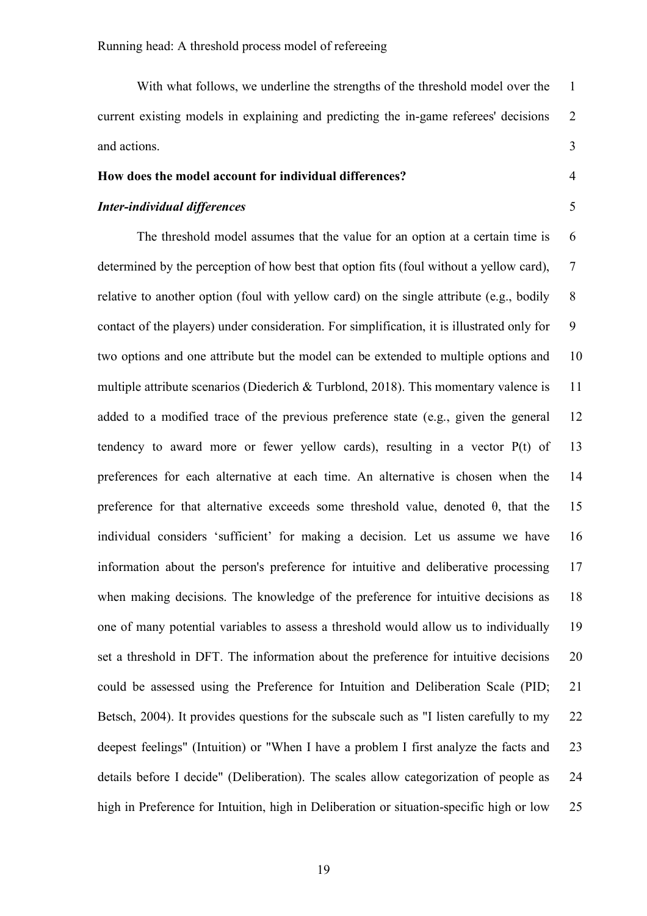With what follows, we underline the strengths of the threshold model over the current existing models in explaining and predicting the in-game referees' decisions and actions.

**How does the model account for individual differences?**

***Inter-individual differences***

The threshold model assumes that the value for an option at a certain time is determined by the perception of how best that option fits (foul without a yellow card), relative to another option (foul with yellow card) on the single attribute (e.g., bodily contact of the players) under consideration. For simplification, it is illustrated only for two options and one attribute but the model can be extended to multiple options and multiple attribute scenarios (Diederich & Turblond, 2018). This momentary valence is added to a modified trace of the previous preference state (e.g., given the general tendency to award more or fewer yellow cards), resulting in a vector $P(t)$ of preferences for each alternative at each time. An alternative is chosen when the preference for that alternative exceeds some threshold value, denoted $\theta$, that the individual considers 'sufficient' for making a decision. Let us assume we have information about the person's preference for intuitive and deliberative processing when making decisions. The knowledge of the preference for intuitive decisions as one of many potential variables to assess a threshold would allow us to individually set a threshold in DFT. The information about the preference for intuitive decisions could be assessed using the Preference for Intuition and Deliberation Scale (PID; Betsch, 2004). It provides questions for the subscale such as "I listen carefully to my deepest feelings" (Intuition) or "When I have a problem I first analyze the facts and details before I decide" (Deliberation). The scales allow categorization of people as high in Preference for Intuition, high in Deliberation or situation-specific high or low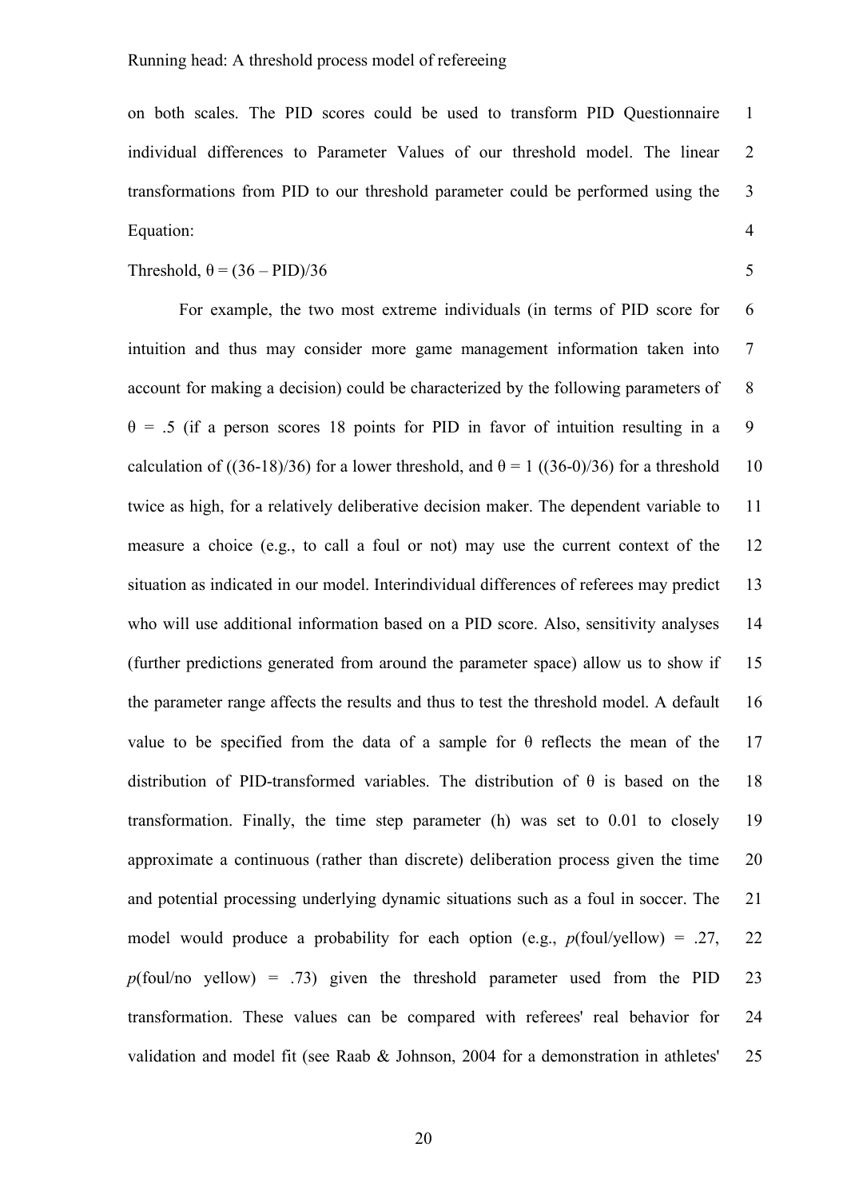on both scales. The PID scores could be used to transform PID Questionnaire individual differences to Parameter Values of our threshold model. The linear transformations from PID to our threshold parameter could be performed using the Equation:

Threshold, $\theta = (36 - \text{PID})/36$

For example, the two most extreme individuals (in terms of PID score for intuition and thus may consider more game management information taken into account for making a decision) could be characterized by the following parameters of $\theta = .5$ (if a person scores 18 points for PID in favor of intuition resulting in a calculation of $((36\text{-}18)/36)$ for a lower threshold, and $\theta = 1$ $((36\text{-}0)/36)$ for a threshold twice as high, for a relatively deliberative decision maker. The dependent variable to measure a choice (e.g., to call a foul or not) may use the current context of the situation as indicated in our model. Interindividual differences of referees may predict who will use additional information based on a PID score. Also, sensitivity analyses (further predictions generated from around the parameter space) allow us to show if the parameter range affects the results and thus to test the threshold model. A default value to be specified from the data of a sample for $\theta$ reflects the mean of the distribution of PID-transformed variables. The distribution of $\theta$ is based on the transformation. Finally, the time step parameter (h) was set to 0.01 to closely approximate a continuous (rather than discrete) deliberation process given the time and potential processing underlying dynamic situations such as a foul in soccer. The model would produce a probability for each option (e.g., $p$(foul/yellow) = .27, $p$(foul/no yellow) = .73) given the threshold parameter used from the PID transformation. These values can be compared with referees' real behavior for validation and model fit (see Raab & Johnson, 2004 for a demonstration in athletes'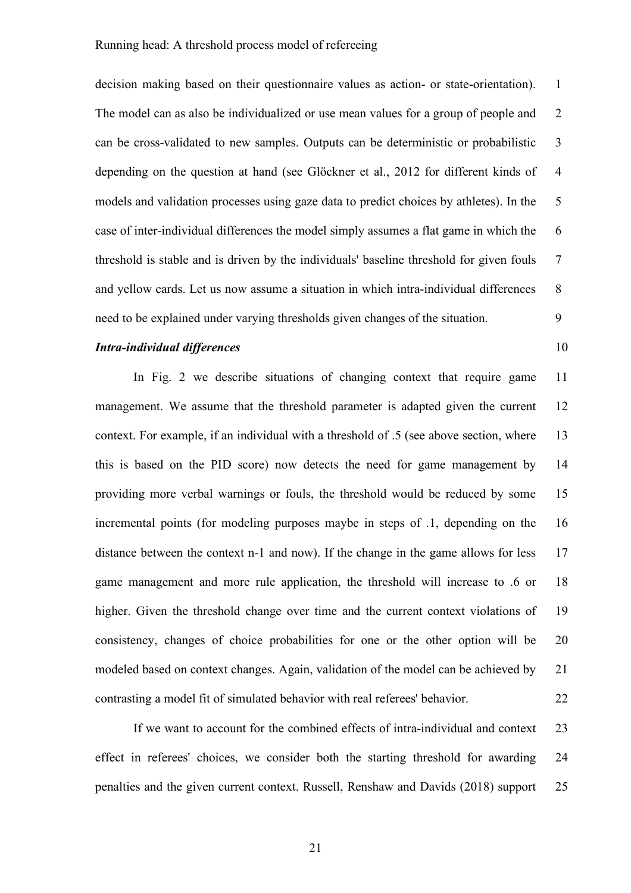decision making based on their questionnaire values as action- or state-orientation). The model can as also be individualized or use mean values for a group of people and can be cross-validated to new samples. Outputs can be deterministic or probabilistic depending on the question at hand (see Glöckner et al., 2012 for different kinds of models and validation processes using gaze data to predict choices by athletes). In the case of inter-individual differences the model simply assumes a flat game in which the threshold is stable and is driven by the individuals' baseline threshold for given fouls and yellow cards. Let us now assume a situation in which intra-individual differences need to be explained under varying thresholds given changes of the situation.

***Intra-individual differences***

In Fig. 2 we describe situations of changing context that require game management. We assume that the threshold parameter is adapted given the current context. For example, if an individual with a threshold of .5 (see above section, where this is based on the PID score) now detects the need for game management by providing more verbal warnings or fouls, the threshold would be reduced by some incremental points (for modeling purposes maybe in steps of .1, depending on the distance between the context n-1 and now). If the change in the game allows for less game management and more rule application, the threshold will increase to .6 or higher. Given the threshold change over time and the current context violations of consistency, changes of choice probabilities for one or the other option will be modeled based on context changes. Again, validation of the model can be achieved by contrasting a model fit of simulated behavior with real referees' behavior.

If we want to account for the combined effects of intra-individual and context effect in referees' choices, we consider both the starting threshold for awarding penalties and the given current context. Russell, Renshaw and Davids (2018) support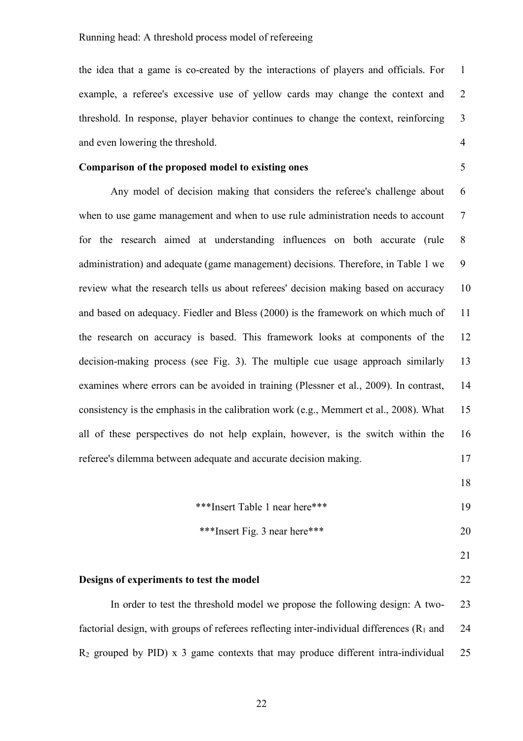the idea that a game is co-created by the interactions of players and officials. For example, a referee's excessive use of yellow cards may change the context and threshold. In response, player behavior continues to change the context, reinforcing and even lowering the threshold.

**Comparison of the proposed model to existing ones**

Any model of decision making that considers the referee's challenge about when to use game management and when to use rule administration needs to account for the research aimed at understanding influences on both accurate (rule administration) and adequate (game management) decisions. Therefore, in Table 1 we review what the research tells us about referees' decision making based on accuracy and based on adequacy. Fiedler and Bless (2000) is the framework on which much of the research on accuracy is based. This framework looks at components of the decision-making process (see Fig. 3). The multiple cue usage approach similarly examines where errors can be avoided in training (Plessner et al., 2009). In contrast, consistency is the emphasis in the calibration work (e.g., Memmert et al., 2008). What all of these perspectives do not help explain, however, is the switch within the referee's dilemma between adequate and accurate decision making.

***Insert Table 1 near here***

***Insert Fig. 3 near here***

**Designs of experiments to test the model**

In order to test the threshold model we propose the following design: A two-factorial design, with groups of referees reflecting inter-individual differences ($R_1$ and $R_2$ grouped by PID) x 3 game contexts that may produce different intra-individual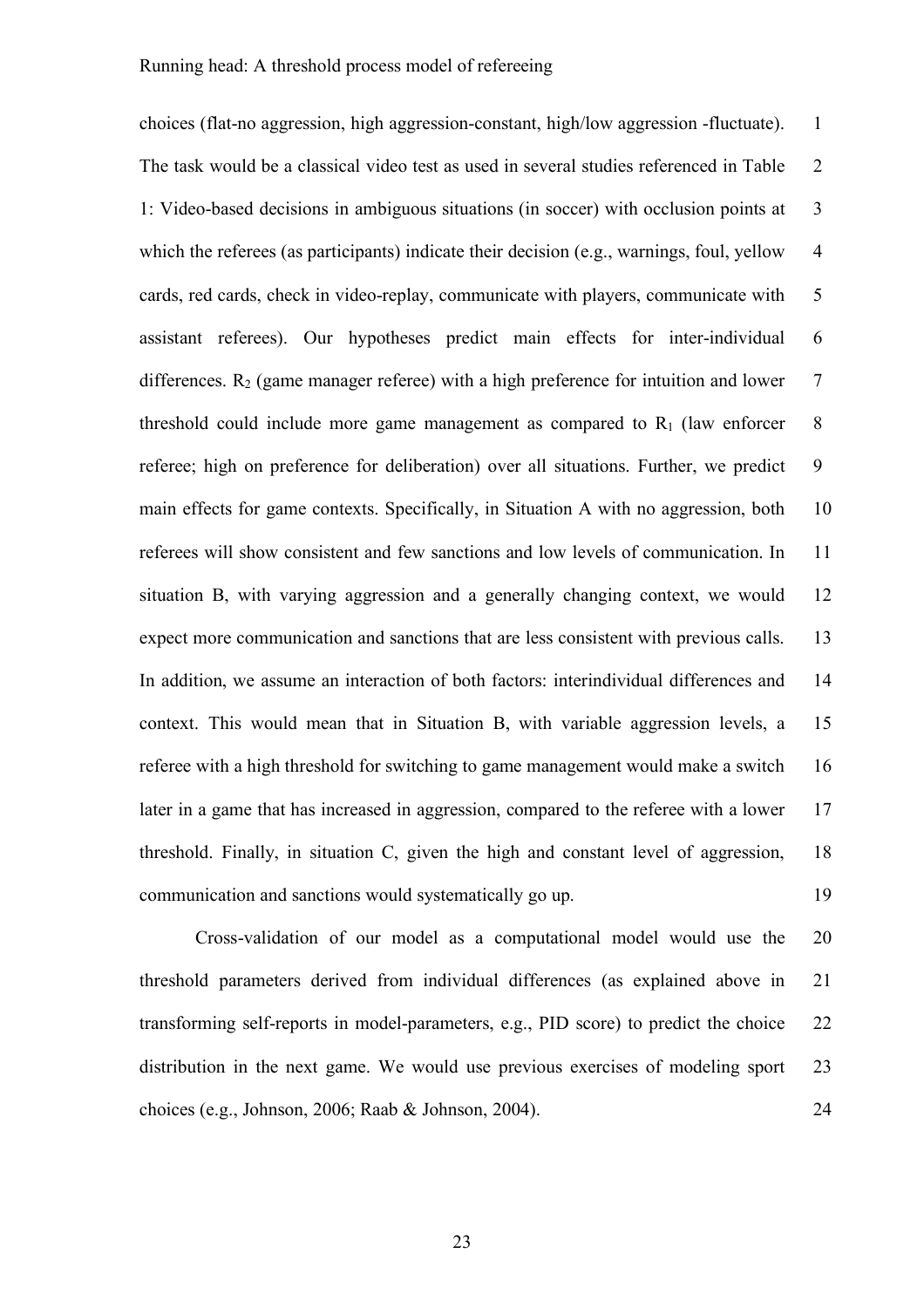choices (flat-no aggression, high aggression-constant, high/low aggression -fluctuate). The task would be a classical video test as used in several studies referenced in Table 1: Video-based decisions in ambiguous situations (in soccer) with occlusion points at which the referees (as participants) indicate their decision (e.g., warnings, foul, yellow cards, red cards, check in video-replay, communicate with players, communicate with assistant referees). Our hypotheses predict main effects for inter-individual differences. $R_2$ (game manager referee) with a high preference for intuition and lower threshold could include more game management as compared to $R_1$ (law enforcer referee; high on preference for deliberation) over all situations. Further, we predict main effects for game contexts. Specifically, in Situation A with no aggression, both referees will show consistent and few sanctions and low levels of communication. In situation B, with varying aggression and a generally changing context, we would expect more communication and sanctions that are less consistent with previous calls. In addition, we assume an interaction of both factors: interindividual differences and context. This would mean that in Situation B, with variable aggression levels, a referee with a high threshold for switching to game management would make a switch later in a game that has increased in aggression, compared to the referee with a lower threshold. Finally, in situation C, given the high and constant level of aggression, communication and sanctions would systematically go up.

Cross-validation of our model as a computational model would use the threshold parameters derived from individual differences (as explained above in transforming self-reports in model-parameters, e.g., PID score) to predict the choice distribution in the next game. We would use previous exercises of modeling sport choices (e.g., Johnson, 2006; Raab & Johnson, 2004).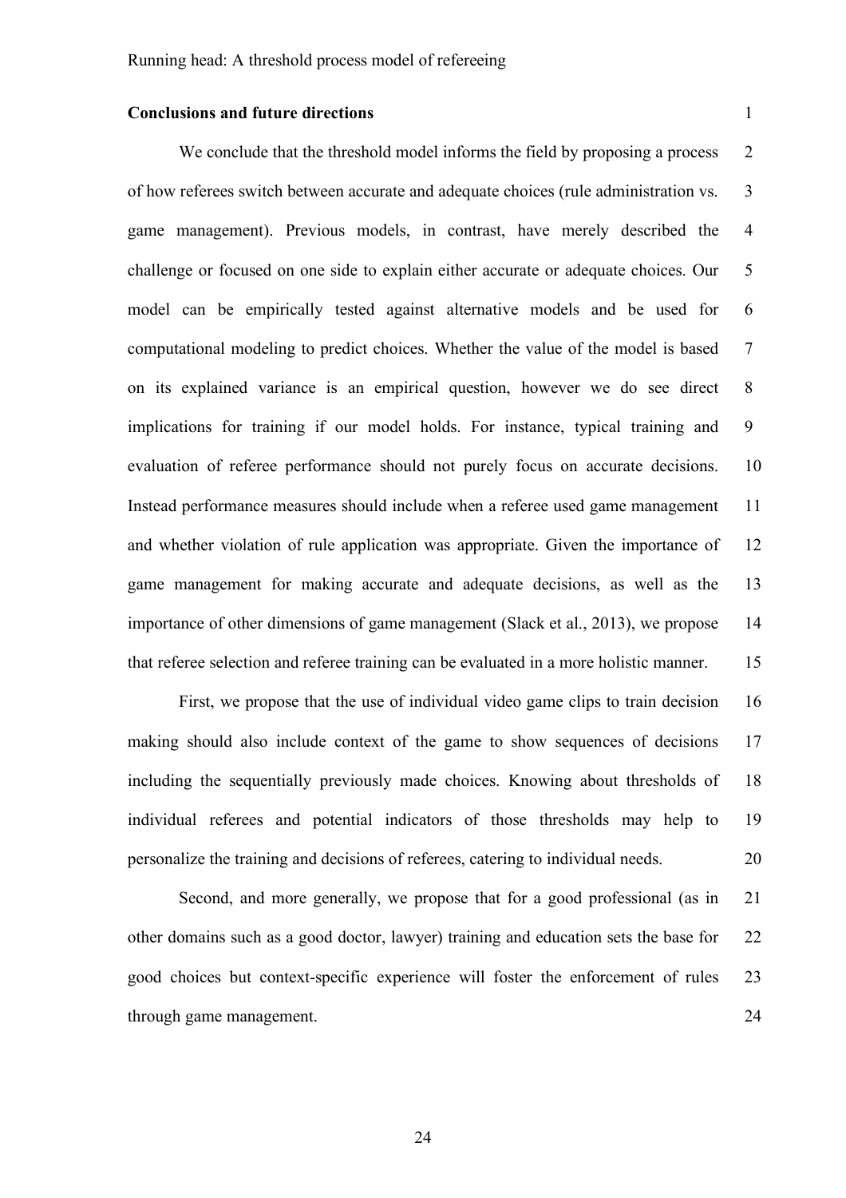## Conclusions and future directions

We conclude that the threshold model informs the field by proposing a process of how referees switch between accurate and adequate choices (rule administration vs. game management). Previous models, in contrast, have merely described the challenge or focused on one side to explain either accurate or adequate choices. Our model can be empirically tested against alternative models and be used for computational modeling to predict choices. Whether the value of the model is based on its explained variance is an empirical question, however we do see direct implications for training if our model holds. For instance, typical training and evaluation of referee performance should not purely focus on accurate decisions. Instead performance measures should include when a referee used game management and whether violation of rule application was appropriate. Given the importance of game management for making accurate and adequate decisions, as well as the importance of other dimensions of game management (Slack et al., 2013), we propose that referee selection and referee training can be evaluated in a more holistic manner.

First, we propose that the use of individual video game clips to train decision making should also include context of the game to show sequences of decisions including the sequentially previously made choices. Knowing about thresholds of individual referees and potential indicators of those thresholds may help to personalize the training and decisions of referees, catering to individual needs.

Second, and more generally, we propose that for a good professional (as in other domains such as a good doctor, lawyer) training and education sets the base for good choices but context-specific experience will foster the enforcement of rules through game management.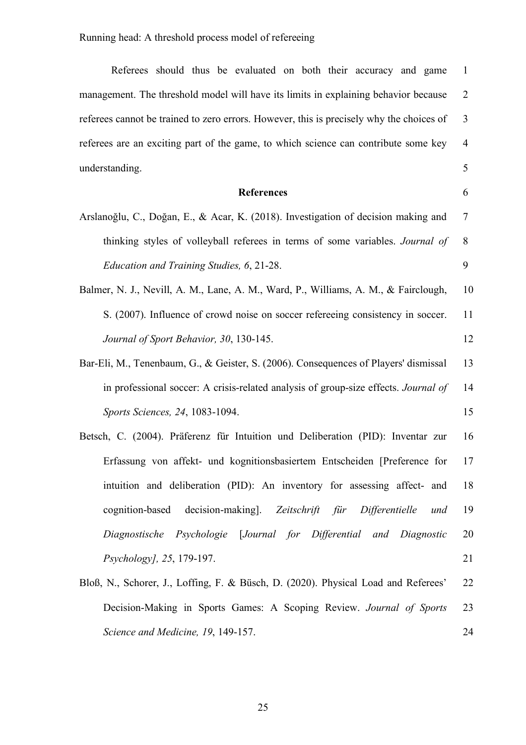Referees should thus be evaluated on both their accuracy and game management. The threshold model will have its limits in explaining behavior because referees cannot be trained to zero errors. However, this is precisely why the choices of referees are an exciting part of the game, to which science can contribute some key understanding.

## References

Arslanoğlu, C., Doğan, E., & Acar, K. (2018). Investigation of decision making and thinking styles of volleyball referees in terms of some variables. *Journal of Education and Training Studies, 6*, 21-28.

Balmer, N. J., Nevill, A. M., Lane, A. M., Ward, P., Williams, A. M., & Fairclough, S. (2007). Influence of crowd noise on soccer refereeing consistency in soccer. *Journal of Sport Behavior, 30*, 130-145.

Bar-Eli, M., Tenenbaum, G., & Geister, S. (2006). Consequences of Players' dismissal in professional soccer: A crisis-related analysis of group-size effects. *Journal of Sports Sciences, 24*, 1083-1094.

Betsch, C. (2004). Präferenz für Intuition und Deliberation (PID): Inventar zur Erfassung von affekt- und kognitionsbasiertem Entscheiden [Preference for intuition and deliberation (PID): An inventory for assessing affect- and cognition-based decision-making]. *Zeitschrift für Differentielle und Diagnostische Psychologie* [*Journal for Differential and Diagnostic Psychology], 25*, 179-197.

Bloß, N., Schorer, J., Loffing, F. & Büsch, D. (2020). Physical Load and Referees' Decision-Making in Sports Games: A Scoping Review. *Journal of Sports Science and Medicine, 19*, 149-157.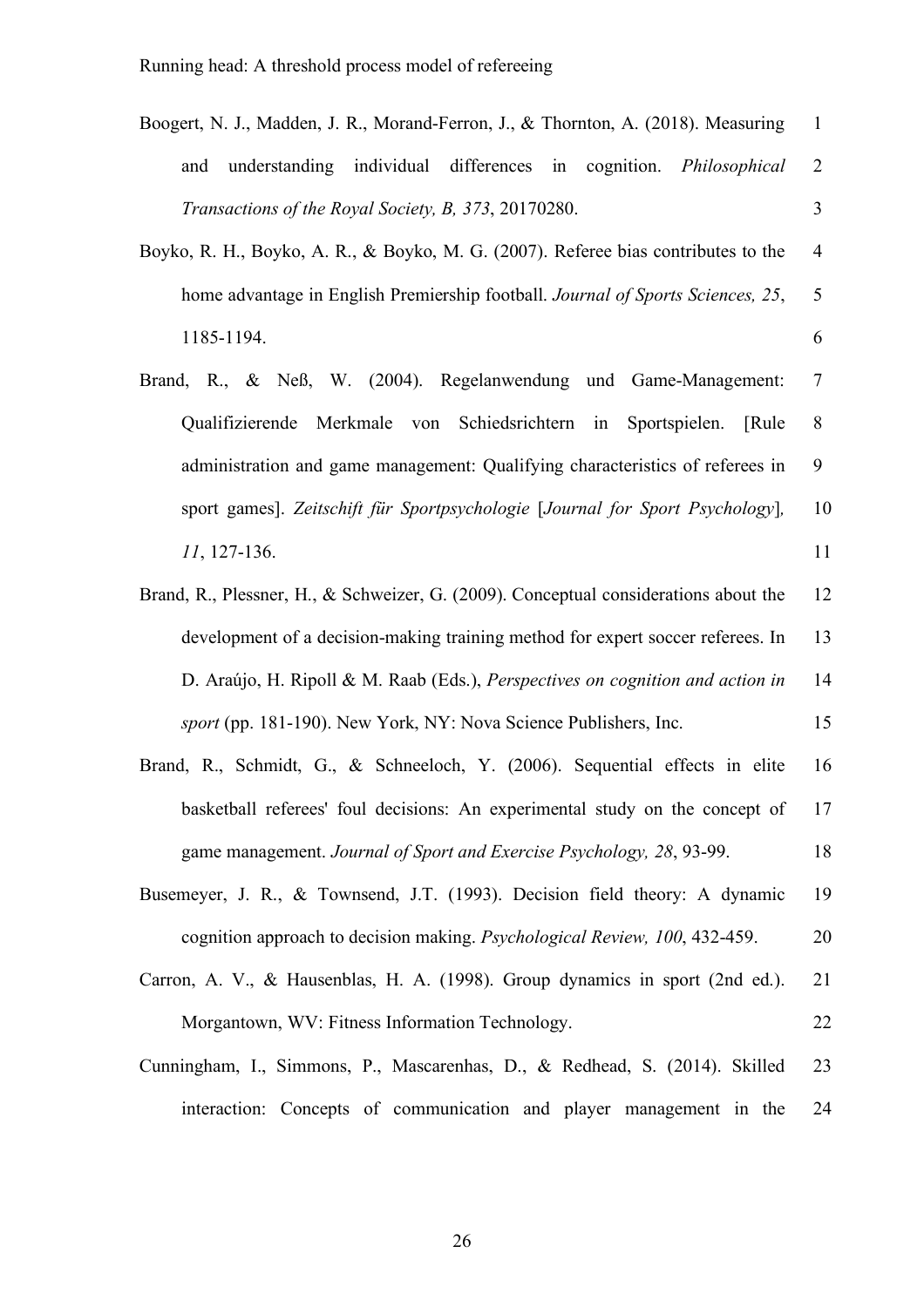Boogert, N. J., Madden, J. R., Morand-Ferron, J., & Thornton, A. (2018). Measuring and understanding individual differences in cognition. *Philosophical Transactions of the Royal Society, B, 373*, 20170280.

Boyko, R. H., Boyko, A. R., & Boyko, M. G. (2007). Referee bias contributes to the home advantage in English Premiership football. *Journal of Sports Sciences, 25*, 1185-1194.

Brand, R., & Neß, W. (2004). Regelanwendung und Game-Management: Qualifizierende Merkmale von Schiedsrichtern in Sportspielen. [Rule administration and game management: Qualifying characteristics of referees in sport games]. *Zeitschift für Sportpsychologie* [*Journal for Sport Psychology*], *11*, 127-136.

Brand, R., Plessner, H., & Schweizer, G. (2009). Conceptual considerations about the development of a decision-making training method for expert soccer referees. In D. Araújo, H. Ripoll & M. Raab (Eds.), *Perspectives on cognition and action in sport* (pp. 181-190). New York, NY: Nova Science Publishers, Inc.

Brand, R., Schmidt, G., & Schneeloch, Y. (2006). Sequential effects in elite basketball referees' foul decisions: An experimental study on the concept of game management. *Journal of Sport and Exercise Psychology, 28*, 93-99.

Busemeyer, J. R., & Townsend, J.T. (1993). Decision field theory: A dynamic cognition approach to decision making. *Psychological Review, 100*, 432-459.

Carron, A. V., & Hausenblas, H. A. (1998). Group dynamics in sport (2nd ed.). Morgantown, WV: Fitness Information Technology.

Cunningham, I., Simmons, P., Mascarenhas, D., & Redhead, S. (2014). Skilled interaction: Concepts of communication and player management in the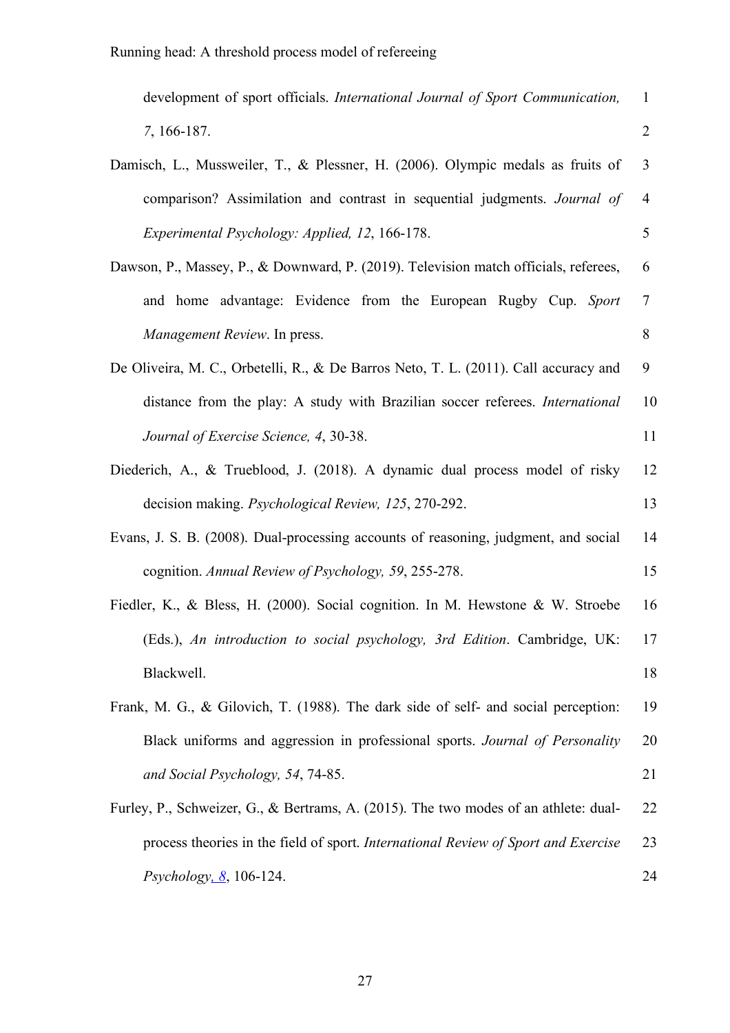development of sport officials. *International Journal of Sport Communication, 7*, 166-187.

Damisch, L., Mussweiler, T., & Plessner, H. (2006). Olympic medals as fruits of comparison? Assimilation and contrast in sequential judgments. *Journal of Experimental Psychology: Applied, 12*, 166-178.

Dawson, P., Massey, P., & Downward, P. (2019). Television match officials, referees, and home advantage: Evidence from the European Rugby Cup. *Sport Management Review*. In press.

De Oliveira, M. C., Orbetelli, R., & De Barros Neto, T. L. (2011). Call accuracy and distance from the play: A study with Brazilian soccer referees. *International Journal of Exercise Science, 4*, 30-38.

Diederich, A., & Trueblood, J. (2018). A dynamic dual process model of risky decision making. *Psychological Review, 125*, 270-292.

Evans, J. S. B. (2008). Dual-processing accounts of reasoning, judgment, and social cognition. *Annual Review of Psychology, 59*, 255-278.

Fiedler, K., & Bless, H. (2000). Social cognition. In M. Hewstone & W. Stroebe (Eds.), *An introduction to social psychology, 3rd Edition*. Cambridge, UK: Blackwell.

Frank, M. G., & Gilovich, T. (1988). The dark side of self- and social perception: Black uniforms and aggression in professional sports. *Journal of Personality and Social Psychology, 54*, 74-85.

Furley, P., Schweizer, G., & Bertrams, A. (2015). The two modes of an athlete: dual-process theories in the field of sport. *International Review of Sport and Exercise Psychology, 8*, 106-124.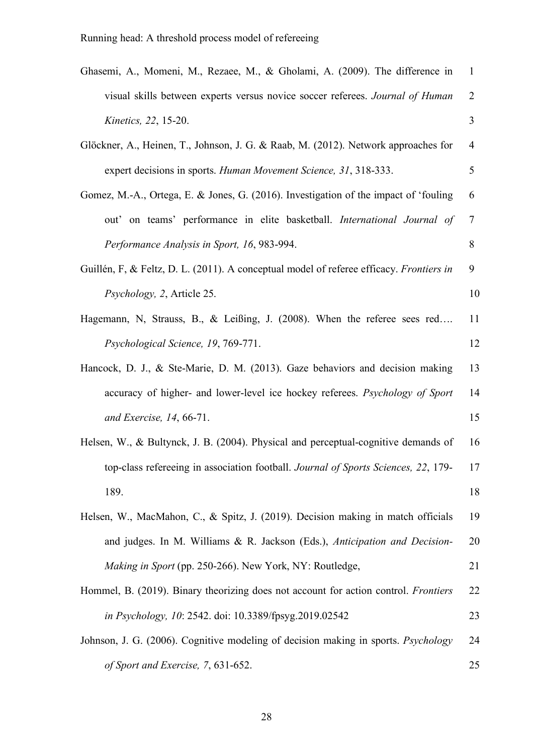Ghasemi, A., Momeni, M., Rezaee, M., & Gholami, A. (2009). The difference in visual skills between experts versus novice soccer referees. *Journal of Human Kinetics, 22*, 15-20.

Glöckner, A., Heinen, T., Johnson, J. G. & Raab, M. (2012). Network approaches for expert decisions in sports. *Human Movement Science, 31*, 318-333.

Gomez, M.-A., Ortega, E. & Jones, G. (2016). Investigation of the impact of 'fouling out' on teams' performance in elite basketball. *International Journal of Performance Analysis in Sport, 16*, 983-994.

Guillén, F, & Feltz, D. L. (2011). A conceptual model of referee efficacy. *Frontiers in Psychology, 2*, Article 25.

Hagemann, N, Strauss, B., & Leißing, J. (2008). When the referee sees red…. *Psychological Science, 19*, 769-771.

Hancock, D. J., & Ste-Marie, D. M. (2013). Gaze behaviors and decision making accuracy of higher- and lower-level ice hockey referees. *Psychology of Sport and Exercise, 14*, 66-71.

Helsen, W., & Bultynck, J. B. (2004). Physical and perceptual-cognitive demands of top-class refereeing in association football. *Journal of Sports Sciences, 22*, 179-189.

Helsen, W., MacMahon, C., & Spitz, J. (2019). Decision making in match officials and judges. In M. Williams & R. Jackson (Eds.), *Anticipation and Decision-Making in Sport* (pp. 250-266). New York, NY: Routledge,

Hommel, B. (2019). Binary theorizing does not account for action control. *Frontiers in Psychology, 10*: 2542. doi: 10.3389/fpsyg.2019.02542

Johnson, J. G. (2006). Cognitive modeling of decision making in sports. *Psychology of Sport and Exercise, 7*, 631-652.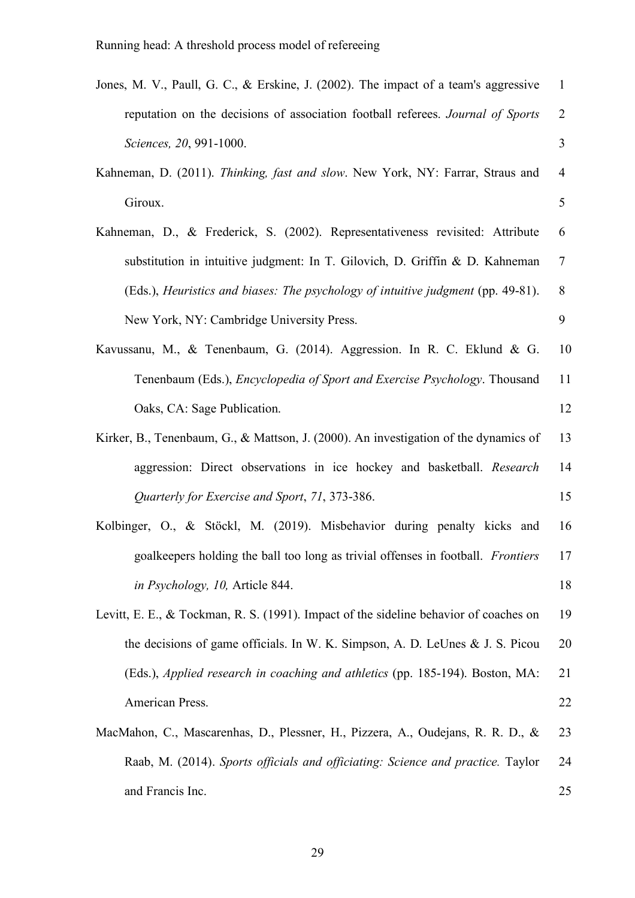Jones, M. V., Paull, G. C., & Erskine, J. (2002). The impact of a team's aggressive reputation on the decisions of association football referees. *Journal of Sports Sciences, 20*, 991-1000.

Kahneman, D. (2011). *Thinking, fast and slow*. New York, NY: Farrar, Straus and Giroux.

Kahneman, D., & Frederick, S. (2002). Representativeness revisited: Attribute substitution in intuitive judgment: In T. Gilovich, D. Griffin & D. Kahneman (Eds.), *Heuristics and biases: The psychology of intuitive judgment* (pp. 49-81). New York, NY: Cambridge University Press.

Kavussanu, M., & Tenenbaum, G. (2014). Aggression. In R. C. Eklund & G. Tenenbaum (Eds.), *Encyclopedia of Sport and Exercise Psychology*. Thousand Oaks, CA: Sage Publication.

Kirker, B., Tenenbaum, G., & Mattson, J. (2000). An investigation of the dynamics of aggression: Direct observations in ice hockey and basketball. *Research Quarterly for Exercise and Sport*, *71*, 373-386.

Kolbinger, O., & Stöckl, M. (2019). Misbehavior during penalty kicks and goalkeepers holding the ball too long as trivial offenses in football. *Frontiers in Psychology, 10,* Article 844.

Levitt, E. E., & Tockman, R. S. (1991). Impact of the sideline behavior of coaches on the decisions of game officials. In W. K. Simpson, A. D. LeUnes & J. S. Picou (Eds.), *Applied research in coaching and athletics* (pp. 185-194). Boston, MA: American Press.

MacMahon, C., Mascarenhas, D., Plessner, H., Pizzera, A., Oudejans, R. R. D., & Raab, M. (2014). *Sports officials and officiating: Science and practice.* Taylor and Francis Inc.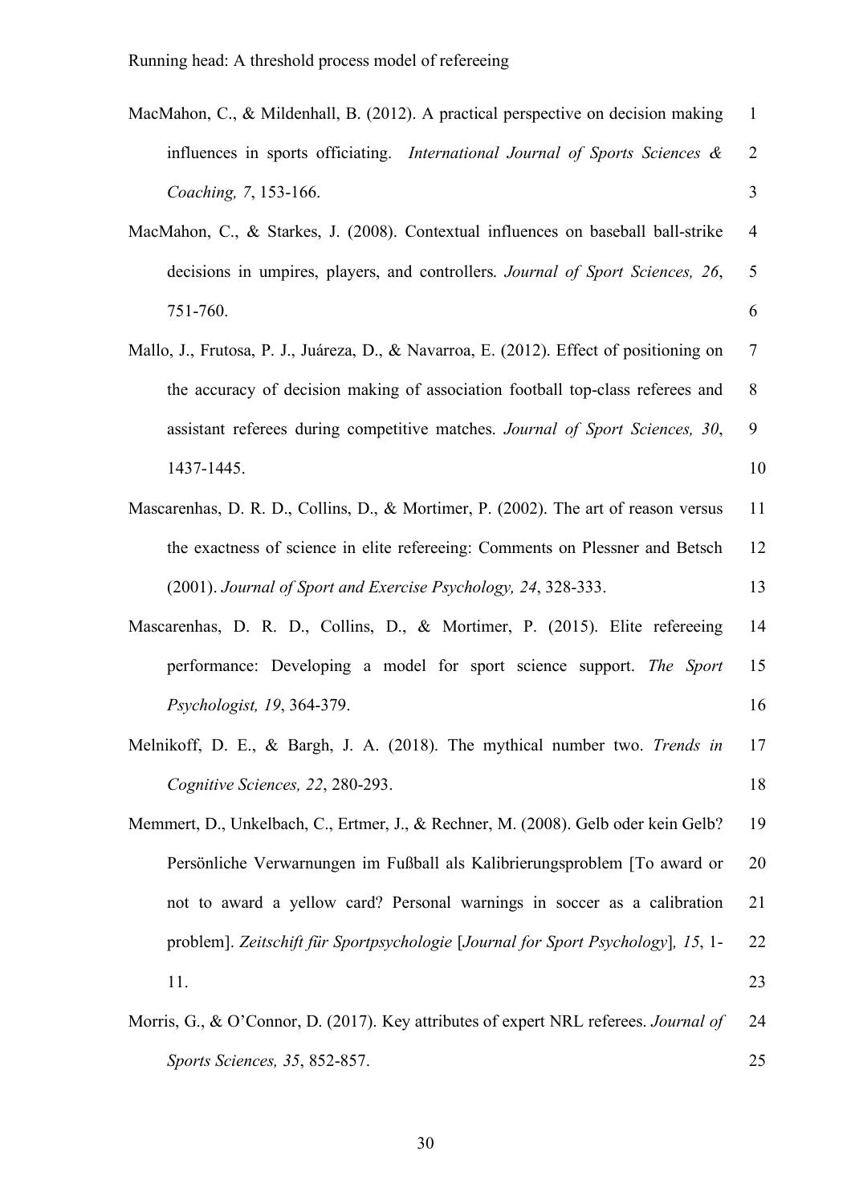MacMahon, C., & Mildenhall, B. (2012). A practical perspective on decision making influences in sports officiating. *International Journal of Sports Sciences & Coaching, 7*, 153-166.

MacMahon, C., & Starkes, J. (2008). Contextual influences on baseball ball-strike decisions in umpires, players, and controllers. *Journal of Sport Sciences, 26*, 751-760.

Mallo, J., Frutosa, P. J., Juáreza, D., & Navarroa, E. (2012). Effect of positioning on the accuracy of decision making of association football top-class referees and assistant referees during competitive matches. *Journal of Sport Sciences, 30*, 1437-1445.

Mascarenhas, D. R. D., Collins, D., & Mortimer, P. (2002). The art of reason versus the exactness of science in elite refereeing: Comments on Plessner and Betsch (2001). *Journal of Sport and Exercise Psychology, 24*, 328-333.

Mascarenhas, D. R. D., Collins, D., & Mortimer, P. (2015). Elite refereeing performance: Developing a model for sport science support. *The Sport Psychologist, 19*, 364-379.

Melnikoff, D. E., & Bargh, J. A. (2018). The mythical number two. *Trends in Cognitive Sciences, 22*, 280-293.

Memmert, D., Unkelbach, C., Ertmer, J., & Rechner, M. (2008). Gelb oder kein Gelb? Persönliche Verwarnungen im Fußball als Kalibrierungsproblem [To award or not to award a yellow card? Personal warnings in soccer as a calibration problem]. *Zeitschift für Sportpsychologie* [*Journal for Sport Psychology*]*, 15*, 1-11.

Morris, G., & O'Connor, D. (2017). Key attributes of expert NRL referees. *Journal of Sports Sciences, 35*, 852-857.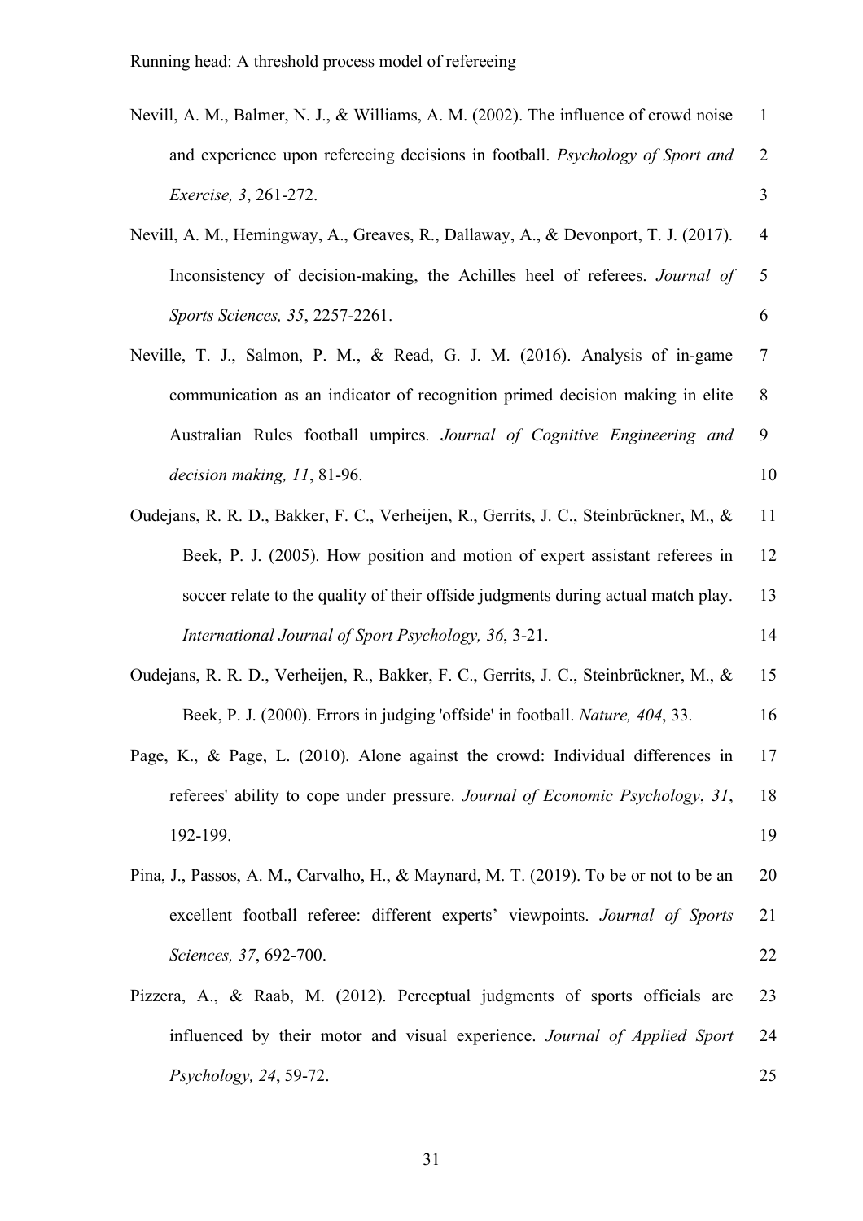Nevill, A. M., Balmer, N. J., & Williams, A. M. (2002). The influence of crowd noise and experience upon refereeing decisions in football. *Psychology of Sport and Exercise, 3*, 261-272.

Nevill, A. M., Hemingway, A., Greaves, R., Dallaway, A., & Devonport, T. J. (2017). Inconsistency of decision-making, the Achilles heel of referees. *Journal of Sports Sciences, 35*, 2257-2261.

Neville, T. J., Salmon, P. M., & Read, G. J. M. (2016). Analysis of in-game communication as an indicator of recognition primed decision making in elite Australian Rules football umpires. *Journal of Cognitive Engineering and decision making, 11*, 81-96.

Oudejans, R. R. D., Bakker, F. C., Verheijen, R., Gerrits, J. C., Steinbrückner, M., & Beek, P. J. (2005). How position and motion of expert assistant referees in soccer relate to the quality of their offside judgments during actual match play. *International Journal of Sport Psychology, 36*, 3-21.

Oudejans, R. R. D., Verheijen, R., Bakker, F. C., Gerrits, J. C., Steinbrückner, M., & Beek, P. J. (2000). Errors in judging 'offside' in football. *Nature, 404*, 33.

Page, K., & Page, L. (2010). Alone against the crowd: Individual differences in referees' ability to cope under pressure. *Journal of Economic Psychology*, *31*, 192-199.

Pina, J., Passos, A. M., Carvalho, H., & Maynard, M. T. (2019). To be or not to be an excellent football referee: different experts' viewpoints. *Journal of Sports Sciences, 37*, 692-700.

Pizzera, A., & Raab, M. (2012). Perceptual judgments of sports officials are influenced by their motor and visual experience. *Journal of Applied Sport Psychology, 24*, 59-72.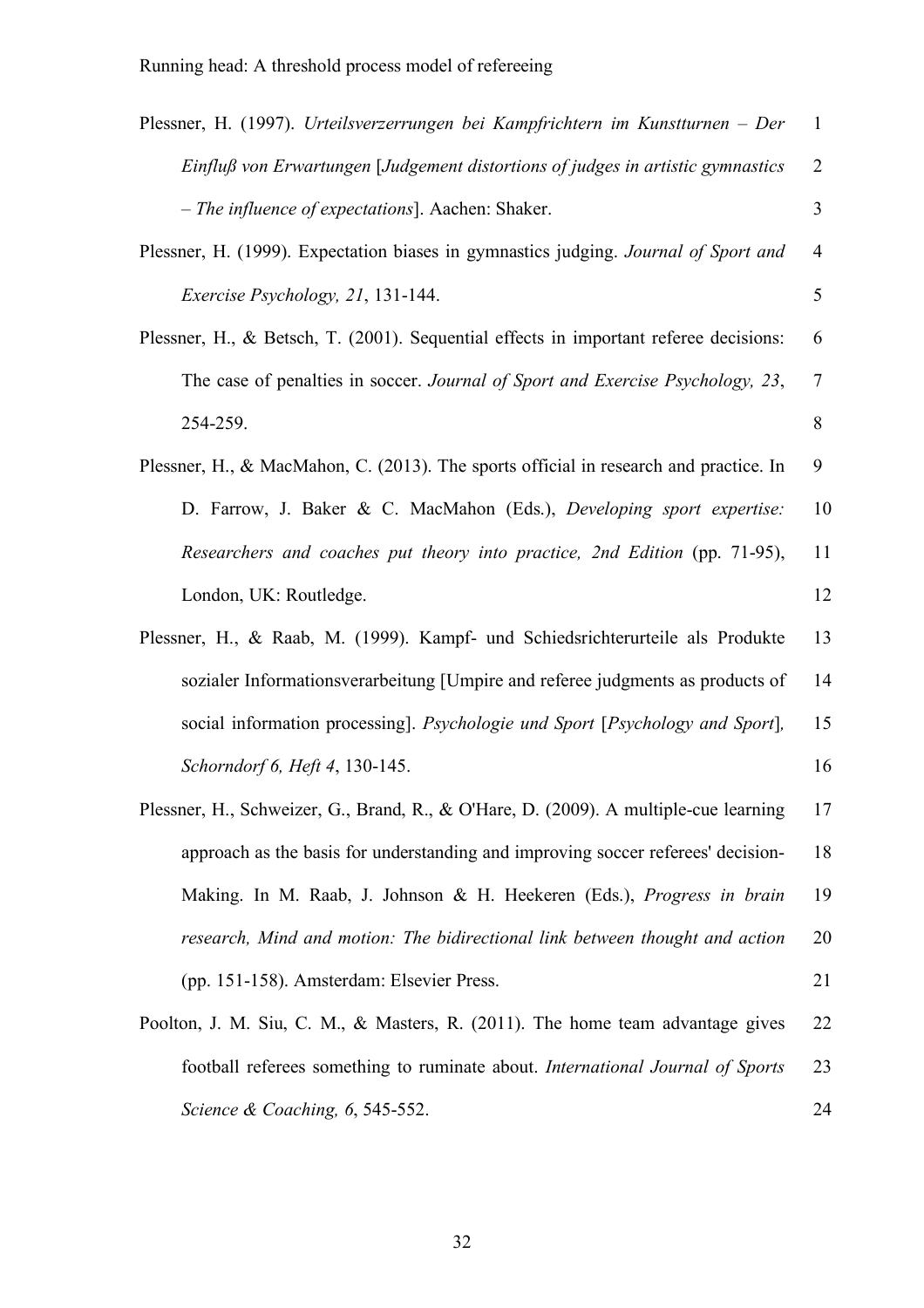Plessner, H. (1997). *Urteilsverzerrungen bei Kampfrichtern im Kunstturnen – Der Einfluß von Erwartungen* [*Judgement distortions of judges in artistic gymnastics – The influence of expectations*]. Aachen: Shaker.

Plessner, H. (1999). Expectation biases in gymnastics judging. *Journal of Sport and Exercise Psychology, 21*, 131-144.

Plessner, H., & Betsch, T. (2001). Sequential effects in important referee decisions: The case of penalties in soccer. *Journal of Sport and Exercise Psychology, 23*, 254-259.

Plessner, H., & MacMahon, C. (2013). The sports official in research and practice. In D. Farrow, J. Baker & C. MacMahon (Eds.), *Developing sport expertise: Researchers and coaches put theory into practice, 2nd Edition* (pp. 71-95), London, UK: Routledge.

Plessner, H., & Raab, M. (1999). Kampf- und Schiedsrichterurteile als Produkte sozialer Informationsverarbeitung [Umpire and referee judgments as products of social information processing]. *Psychologie und Sport* [*Psychology and Sport*], *Schorndorf 6, Heft 4*, 130-145.

Plessner, H., Schweizer, G., Brand, R., & O'Hare, D. (2009). A multiple-cue learning approach as the basis for understanding and improving soccer referees' decision-Making. In M. Raab, J. Johnson & H. Heekeren (Eds.), *Progress in brain research, Mind and motion: The bidirectional link between thought and action* (pp. 151-158). Amsterdam: Elsevier Press.

Poolton, J. M. Siu, C. M., & Masters, R. (2011). The home team advantage gives football referees something to ruminate about. *International Journal of Sports Science & Coaching, 6*, 545-552.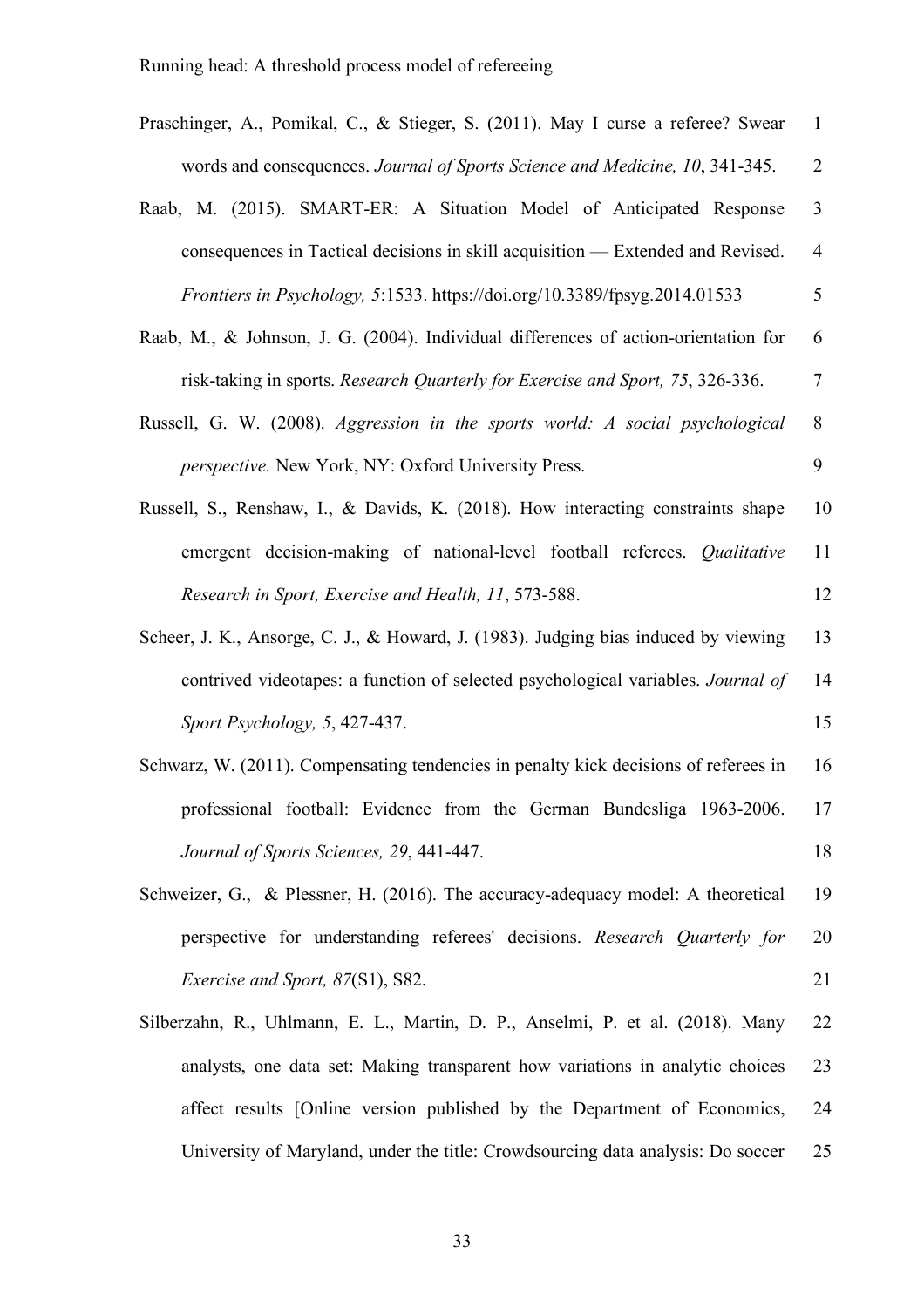Praschinger, A., Pomikal, C., & Stieger, S. (2011). May I curse a referee? Swear words and consequences. *Journal of Sports Science and Medicine, 10*, 341-345.

Raab, M. (2015). SMART-ER: A Situation Model of Anticipated Response consequences in Tactical decisions in skill acquisition — Extended and Revised. *Frontiers in Psychology, 5*:1533. https://doi.org/10.3389/fpsyg.2014.01533

Raab, M., & Johnson, J. G. (2004). Individual differences of action-orientation for risk-taking in sports. *Research Quarterly for Exercise and Sport, 75*, 326-336.

Russell, G. W. (2008). *Aggression in the sports world: A social psychological perspective.* New York, NY: Oxford University Press.

Russell, S., Renshaw, I., & Davids, K. (2018). How interacting constraints shape emergent decision-making of national-level football referees. *Qualitative Research in Sport, Exercise and Health, 11*, 573-588.

Scheer, J. K., Ansorge, C. J., & Howard, J. (1983). Judging bias induced by viewing contrived videotapes: a function of selected psychological variables. *Journal of Sport Psychology, 5*, 427-437.

Schwarz, W. (2011). Compensating tendencies in penalty kick decisions of referees in professional football: Evidence from the German Bundesliga 1963-2006. *Journal of Sports Sciences, 29*, 441-447.

Schweizer, G., & Plessner, H. (2016). The accuracy-adequacy model: A theoretical perspective for understanding referees' decisions. *Research Quarterly for Exercise and Sport, 87*(S1), S82.

Silberzahn, R., Uhlmann, E. L., Martin, D. P., Anselmi, P. et al. (2018). Many analysts, one data set: Making transparent how variations in analytic choices affect results [Online version published by the Department of Economics, University of Maryland, under the title: Crowdsourcing data analysis: Do soccer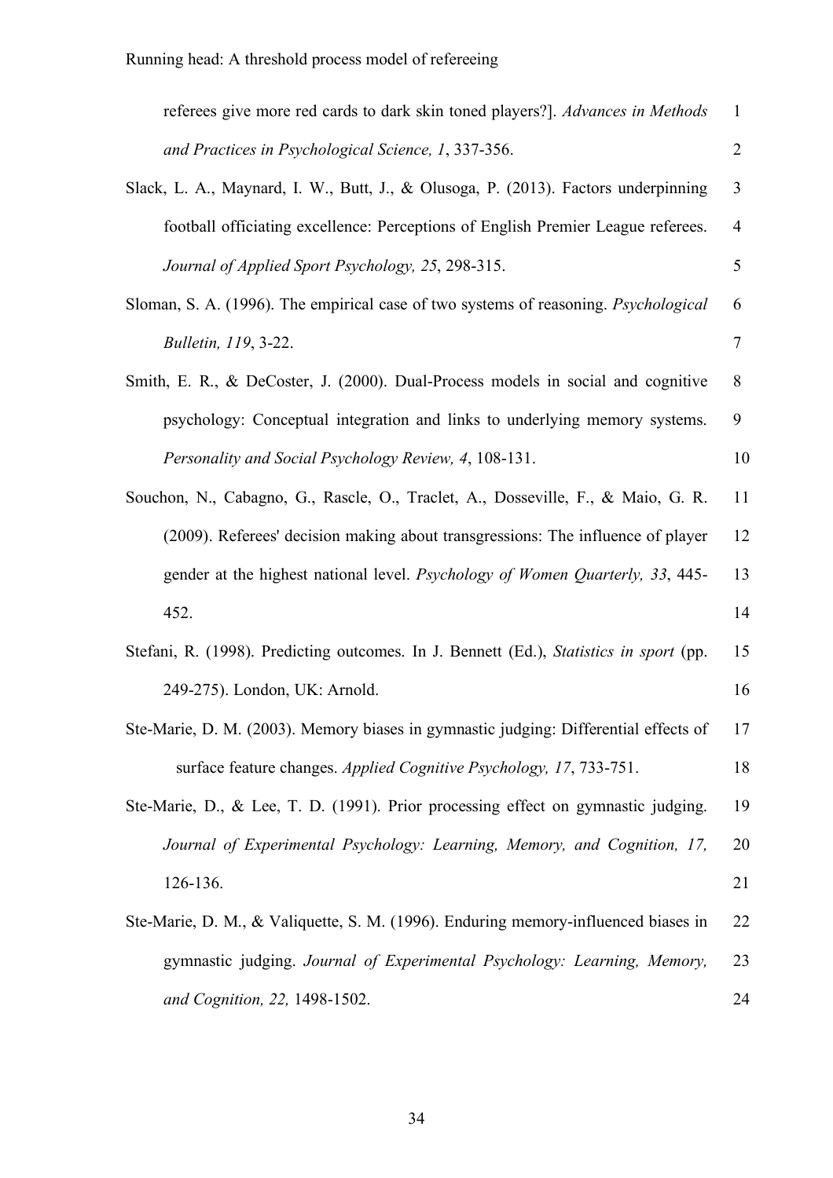referees give more red cards to dark skin toned players?]. *Advances in Methods and Practices in Psychological Science, 1*, 337-356.

Slack, L. A., Maynard, I. W., Butt, J., & Olusoga, P. (2013). Factors underpinning football officiating excellence: Perceptions of English Premier League referees. *Journal of Applied Sport Psychology, 25*, 298-315.

Sloman, S. A. (1996). The empirical case of two systems of reasoning. *Psychological Bulletin, 119*, 3-22.

Smith, E. R., & DeCoster, J. (2000). Dual-Process models in social and cognitive psychology: Conceptual integration and links to underlying memory systems. *Personality and Social Psychology Review, 4*, 108-131.

Souchon, N., Cabagno, G., Rascle, O., Traclet, A., Dosseville, F., & Maio, G. R. (2009). Referees' decision making about transgressions: The influence of player gender at the highest national level. *Psychology of Women Quarterly, 33*, 445-452.

Stefani, R. (1998). Predicting outcomes. In J. Bennett (Ed.), *Statistics in sport* (pp. 249-275). London, UK: Arnold.

Ste-Marie, D. M. (2003). Memory biases in gymnastic judging: Differential effects of surface feature changes. *Applied Cognitive Psychology, 17*, 733-751.

Ste-Marie, D., & Lee, T. D. (1991). Prior processing effect on gymnastic judging. *Journal of Experimental Psychology: Learning, Memory, and Cognition, 17,* 126-136.

Ste-Marie, D. M., & Valiquette, S. M. (1996). Enduring memory-influenced biases in gymnastic judging. *Journal of Experimental Psychology: Learning, Memory, and Cognition, 22,* 1498-1502.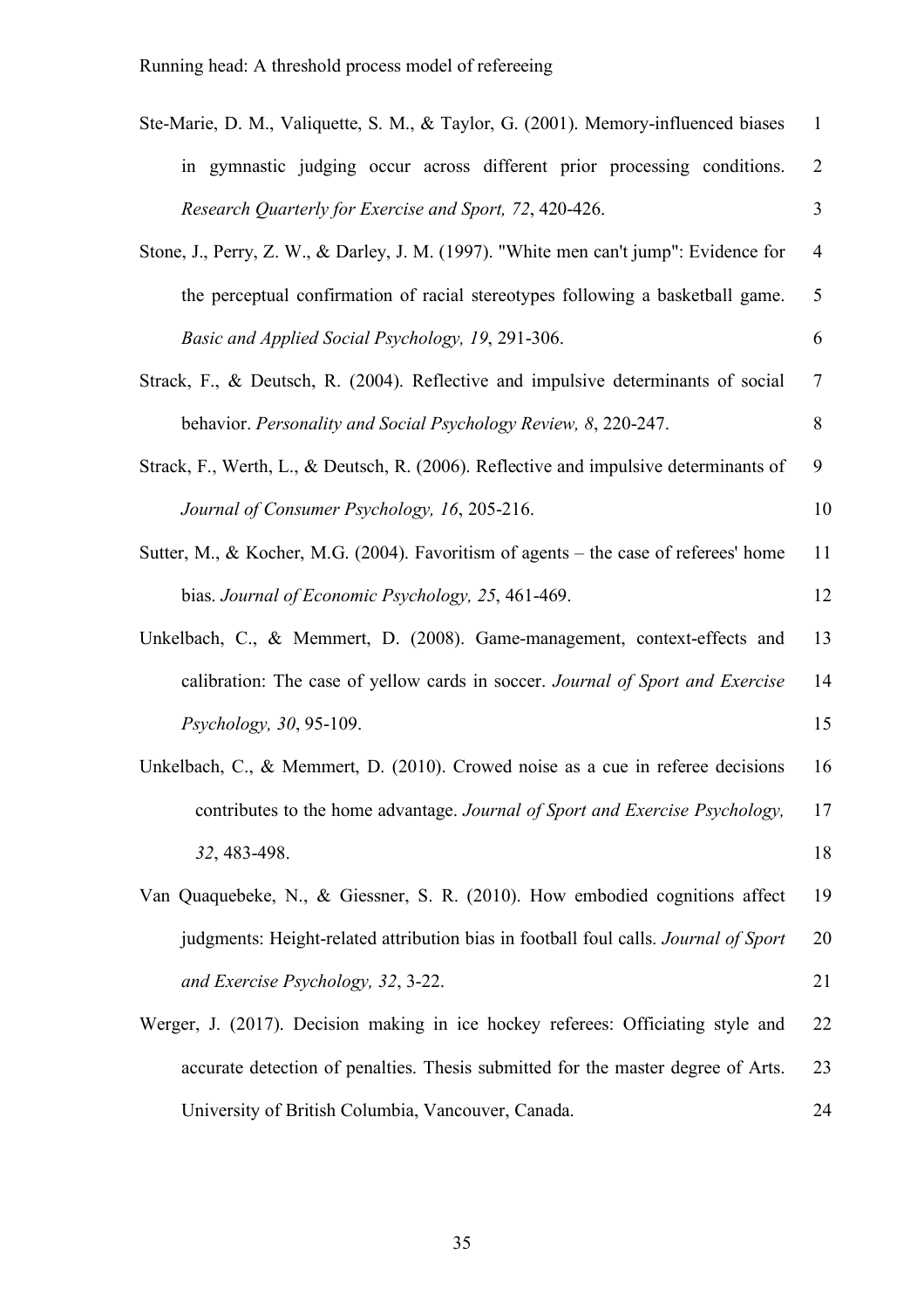Ste-Marie, D. M., Valiquette, S. M., & Taylor, G. (2001). Memory-influenced biases in gymnastic judging occur across different prior processing conditions. *Research Quarterly for Exercise and Sport, 72*, 420-426.

Stone, J., Perry, Z. W., & Darley, J. M. (1997). "White men can't jump": Evidence for the perceptual confirmation of racial stereotypes following a basketball game. *Basic and Applied Social Psychology, 19*, 291-306.

Strack, F., & Deutsch, R. (2004). Reflective and impulsive determinants of social behavior. *Personality and Social Psychology Review, 8*, 220-247.

Strack, F., Werth, L., & Deutsch, R. (2006). Reflective and impulsive determinants of *Journal of Consumer Psychology, 16*, 205-216.

Sutter, M., & Kocher, M.G. (2004). Favoritism of agents – the case of referees' home bias. *Journal of Economic Psychology, 25*, 461-469.

Unkelbach, C., & Memmert, D. (2008). Game-management, context-effects and calibration: The case of yellow cards in soccer. *Journal of Sport and Exercise Psychology, 30*, 95-109.

Unkelbach, C., & Memmert, D. (2010). Crowed noise as a cue in referee decisions contributes to the home advantage. *Journal of Sport and Exercise Psychology, 32*, 483-498.

Van Quaquebeke, N., & Giessner, S. R. (2010). How embodied cognitions affect judgments: Height-related attribution bias in football foul calls. *Journal of Sport and Exercise Psychology, 32*, 3-22.

Werger, J. (2017). Decision making in ice hockey referees: Officiating style and accurate detection of penalties. Thesis submitted for the master degree of Arts. University of British Columbia, Vancouver, Canada.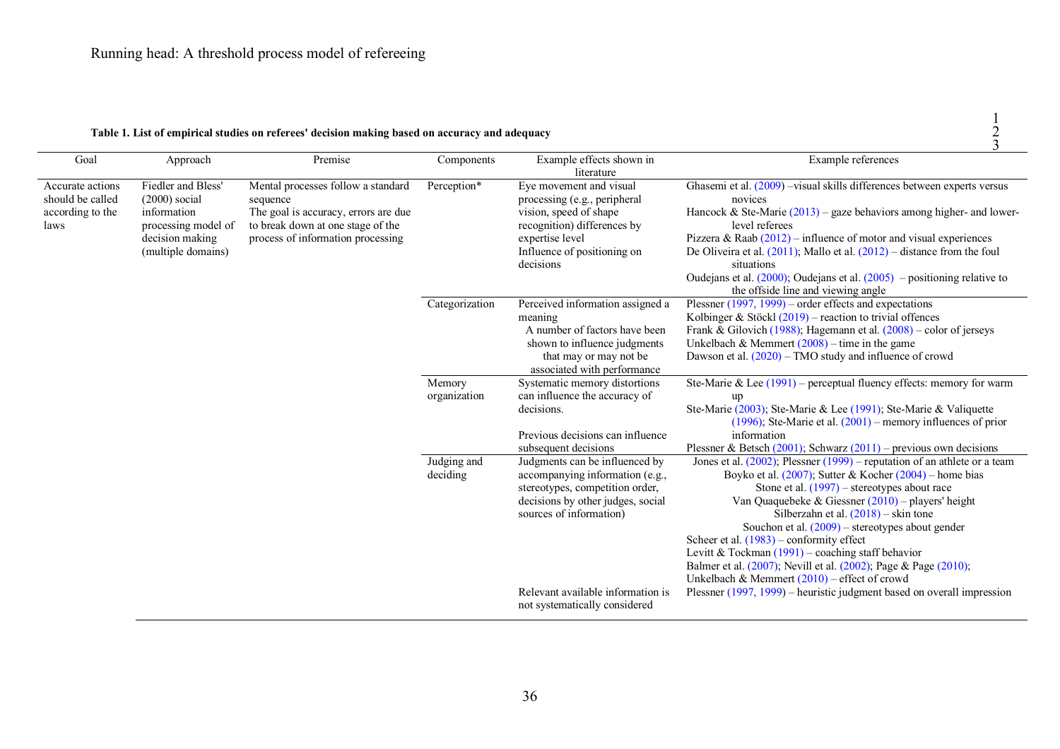**Table 1. List of empirical studies on referees' decision making based on accuracy and adequacy**

| Goal | Approach | Premise | Components | Example effects shown in literature | Example references |
|---|---|---|---|---|---|
| Accurate actions should be called according to the laws | Fiedler and Bless' (2000) social information processing model of decision making (multiple domains) | Mental processes follow a standard sequence<br>The goal is accuracy, errors are due to break down at one stage of the process of information processing | Perception* | Eye movement and visual processing (e.g., peripheral vision, speed of shape recognition) differences by expertise level<br>Influence of positioning on decisions | Ghasemi et al. (2009) –visual skills differences between experts versus novices<br>Hancock & Ste-Marie (2013) – gaze behaviors among higher- and lower-level referees<br>Pizzera & Raab (2012) – influence of motor and visual experiences<br>De Oliveira et al. (2011); Mallo et al. (2012) – distance from the foul situations<br>Oudejans et al. (2000); Oudejans et al. (2005) – positioning relative to the offside line and viewing angle |
| | | | Categorization | Perceived information assigned a meaning<br>A number of factors have been shown to influence judgments that may or may not be associated with performance | Plessner (1997, 1999) – order effects and expectations<br>Kolbinger & Stöckl (2019) – reaction to trivial offences<br>Frank & Gilovich (1988); Hagemann et al. (2008) – color of jerseys<br>Unkelbach & Memmert (2008) – time in the game<br>Dawson et al. (2020) – TMO study and influence of crowd |
| | | | Memory organization | Systematic memory distortions can influence the accuracy of decisions.<br><br>Previous decisions can influence subsequent decisions | Ste-Marie & Lee (1991) – perceptual fluency effects: memory for warm up<br>Ste-Marie (2003); Ste-Marie & Lee (1991); Ste-Marie & Valiquette (1996); Ste-Marie et al. (2001) – memory influences of prior information<br>Plessner & Betsch (2001); Schwarz (2011) – previous own decisions |
| | | | Judging and deciding | Judgments can be influenced by accompanying information (e.g., stereotypes, competition order, decisions by other judges, social sources of information)<br><br>Relevant available information is not systematically considered | Jones et al. (2002); Plessner (1999) – reputation of an athlete or a team<br>Boyko et al. (2007); Sutter & Kocher (2004) – home bias<br>Stone et al. (1997) – stereotypes about race<br>Van Quaquebeke & Giessner (2010) – players' height<br>Silberzahn et al. (2018) – skin tone<br>Souchon et al. (2009) – stereotypes about gender<br>Scheer et al. (1983) – conformity effect<br>Levitt & Tockman (1991) – coaching staff behavior<br>Balmer et al. (2007); Nevill et al. (2002); Page & Page (2010); Unkelbach & Memmert (2010) – effect of crowd<br>Plessner (1997, 1999) – heuristic judgment based on overall impression |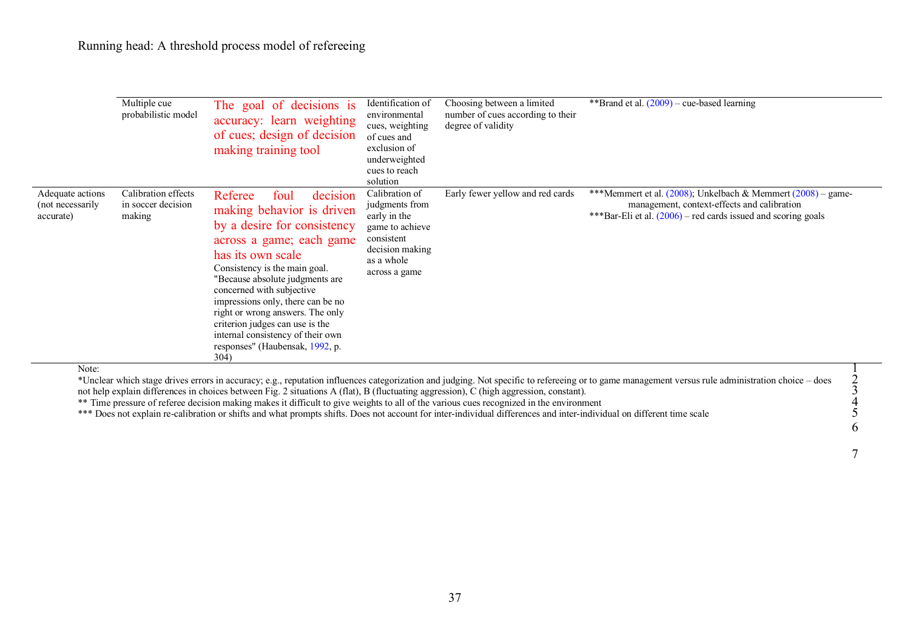| | | | | | |
|---|---|---|---|---|---|
| | Multiple cue probabilistic model | The goal of decisions is accuracy: learn weighting of cues; design of decision making training tool | Identification of environmental cues, weighting of cues and exclusion of underweighted cues to reach solution | Choosing between a limited number of cues according to their degree of validity | **Brand et al. (2009) – cue-based learning |
| Adequate actions (not necessarily accurate) | Calibration effects in soccer decision making | Referee foul decision making behavior is driven by a desire for consistency across a game; each game has its own scale<br>Consistency is the main goal. "Because absolute judgments are concerned with subjective impressions only, there can be no right or wrong answers. The only criterion judges can use is the internal consistency of their own responses" (Haubensak, 1992, p. 304) | Calibration of judgments from early in the game to achieve consistent decision making as a whole across a game | Early fewer yellow and red cards | ***Memmert et al. (2008); Unkelbach & Memmert (2008) – game-management, context-effects and calibration<br>***Bar-Eli et al. (2006) – red cards issued and scoring goals |

Note:

*Unclear which stage drives errors in accuracy; e.g., reputation influences categorization and judging. Not specific to refereeing or to game management versus rule administration choice – does not help explain differences in choices between Fig. 2 situations A (flat), B (fluctuating aggression), C (high aggression, constant).

** Time pressure of referee decision making makes it difficult to give weights to all of the various cues recognized in the environment

*** Does not explain re-calibration or shifts and what prompts shifts. Does not account for inter-individual differences and inter-individual on different time scale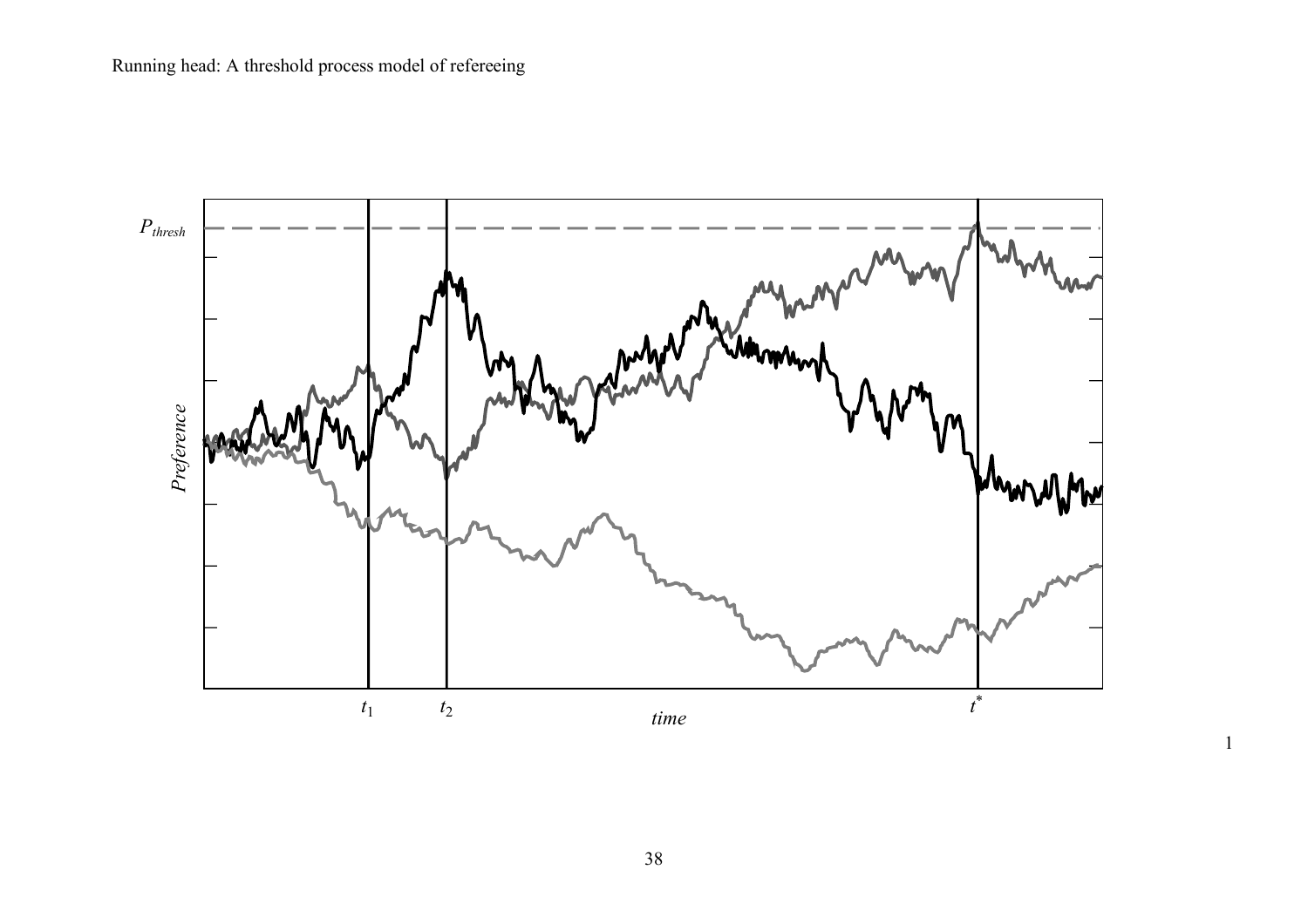$P_{thresh}$

*Preference*

$t_1$ $t_2$ *time* $t^*$

1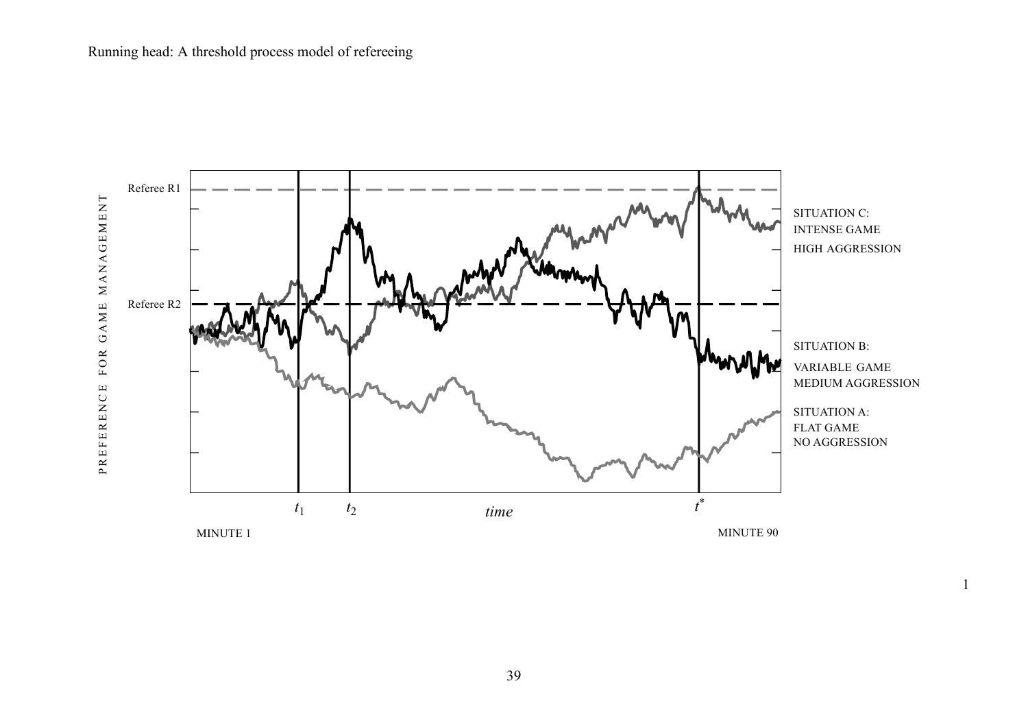PREFERENCE FOR GAME MANAGEMENT

Referee R1

Referee R2

SITUATION C:
INTENSE GAME
HIGH AGGRESSION

SITUATION B:
VARIABLE GAME
MEDIUM AGGRESSION

SITUATION A:
FLAT GAME
NO AGGRESSION

$t_1$ $t_2$ *time* $t^*$

MINUTE 1

MINUTE 90

1